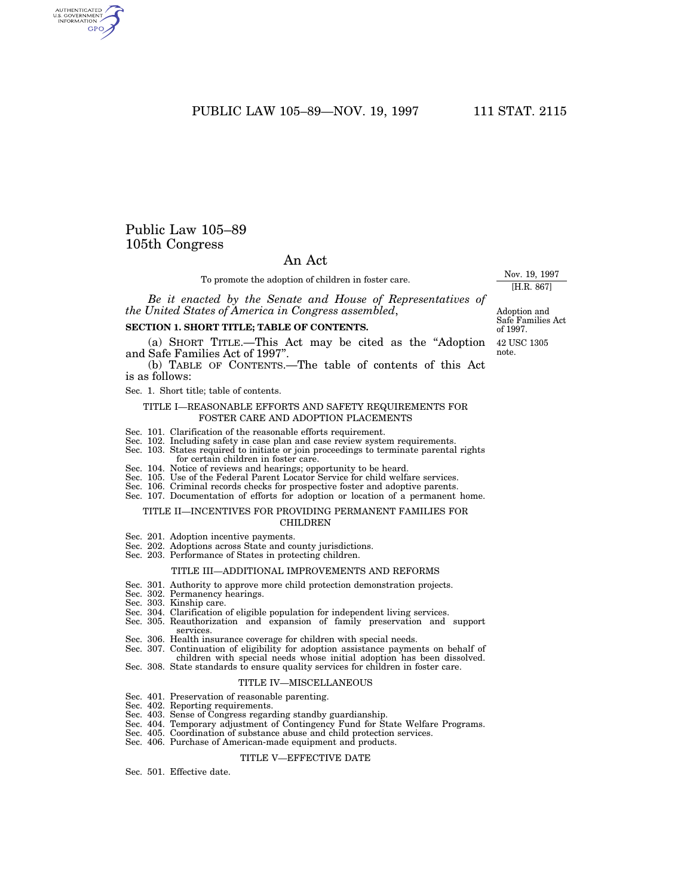# Public Law 105–89
## 105th Congress

## An Act

To promote the adoption of children in foster care.

Nov. 19, 1997
[H.R. 867]

*Be it enacted by the Senate and House of Representatives of the United States of America in Congress assembled*,

Adoption and Safe Families Act of 1997.
42 USC 1305 note.

**SECTION 1. SHORT TITLE; TABLE OF CONTENTS.**

(a) SHORT TITLE.—This Act may be cited as the "Adoption and Safe Families Act of 1997".

(b) TABLE OF CONTENTS.—The table of contents of this Act is as follows:

Sec. 1. Short title; table of contents.

TITLE I—REASONABLE EFFORTS AND SAFETY REQUIREMENTS FOR FOSTER CARE AND ADOPTION PLACEMENTS

Sec. 101. Clarification of the reasonable efforts requirement.
Sec. 102. Including safety in case plan and case review system requirements.
Sec. 103. States required to initiate or join proceedings to terminate parental rights for certain children in foster care.
Sec. 104. Notice of reviews and hearings; opportunity to be heard.
Sec. 105. Use of the Federal Parent Locator Service for child welfare services.
Sec. 106. Criminal records checks for prospective foster and adoptive parents.
Sec. 107. Documentation of efforts for adoption or location of a permanent home.

TITLE II—INCENTIVES FOR PROVIDING PERMANENT FAMILIES FOR CHILDREN

Sec. 201. Adoption incentive payments.
Sec. 202. Adoptions across State and county jurisdictions.
Sec. 203. Performance of States in protecting children.

TITLE III—ADDITIONAL IMPROVEMENTS AND REFORMS

Sec. 301. Authority to approve more child protection demonstration projects.
Sec. 302. Permanency hearings.
Sec. 303. Kinship care.
Sec. 304. Clarification of eligible population for independent living services.
Sec. 305. Reauthorization and expansion of family preservation and support services.
Sec. 306. Health insurance coverage for children with special needs.
Sec. 307. Continuation of eligibility for adoption assistance payments on behalf of children with special needs whose initial adoption has been dissolved.
Sec. 308. State standards to ensure quality services for children in foster care.

TITLE IV—MISCELLANEOUS

Sec. 401. Preservation of reasonable parenting.
Sec. 402. Reporting requirements.
Sec. 403. Sense of Congress regarding standby guardianship.
Sec. 404. Temporary adjustment of Contingency Fund for State Welfare Programs.
Sec. 405. Coordination of substance abuse and child protection services.
Sec. 406. Purchase of American-made equipment and products.

TITLE V—EFFECTIVE DATE

Sec. 501. Effective date.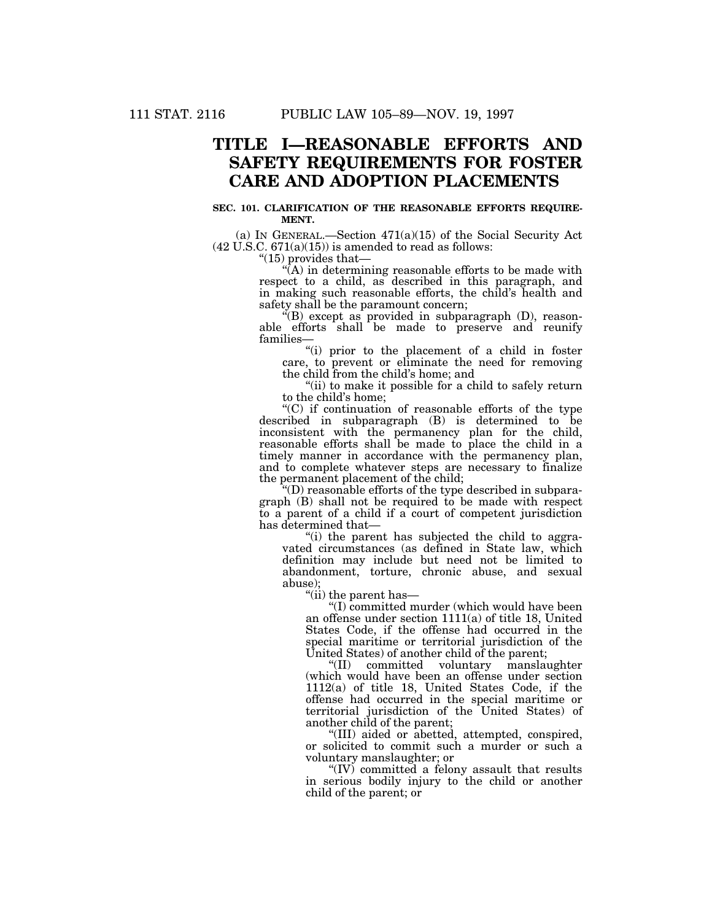# TITLE I—REASONABLE EFFORTS AND SAFETY REQUIREMENTS FOR FOSTER CARE AND ADOPTION PLACEMENTS

### SEC. 101. CLARIFICATION OF THE REASONABLE EFFORTS REQUIREMENT.

(a) IN GENERAL.—Section 471(a)(15) of the Social Security Act (42 U.S.C. 671(a)(15)) is amended to read as follows:

"(15) provides that—

"(A) in determining reasonable efforts to be made with respect to a child, as described in this paragraph, and in making such reasonable efforts, the child's health and safety shall be the paramount concern;

"(B) except as provided in subparagraph (D), reasonable efforts shall be made to preserve and reunify families—

"(i) prior to the placement of a child in foster care, to prevent or eliminate the need for removing the child from the child's home; and

"(ii) to make it possible for a child to safely return to the child's home;

"(C) if continuation of reasonable efforts of the type described in subparagraph (B) is determined to be inconsistent with the permanency plan for the child, reasonable efforts shall be made to place the child in a timely manner in accordance with the permanency plan, and to complete whatever steps are necessary to finalize the permanent placement of the child;

"(D) reasonable efforts of the type described in subparagraph (B) shall not be required to be made with respect to a parent of a child if a court of competent jurisdiction has determined that—

"(i) the parent has subjected the child to aggravated circumstances (as defined in State law, which definition may include but need not be limited to abandonment, torture, chronic abuse, and sexual abuse);

"(ii) the parent has—

"(I) committed murder (which would have been an offense under section 1111(a) of title 18, United States Code, if the offense had occurred in the special maritime or territorial jurisdiction of the United States) of another child of the parent;

"(II) committed voluntary manslaughter (which would have been an offense under section 1112(a) of title 18, United States Code, if the offense had occurred in the special maritime or territorial jurisdiction of the United States) of another child of the parent;

"(III) aided or abetted, attempted, conspired, or solicited to commit such a murder or such a voluntary manslaughter; or

"(IV) committed a felony assault that results in serious bodily injury to the child or another child of the parent; or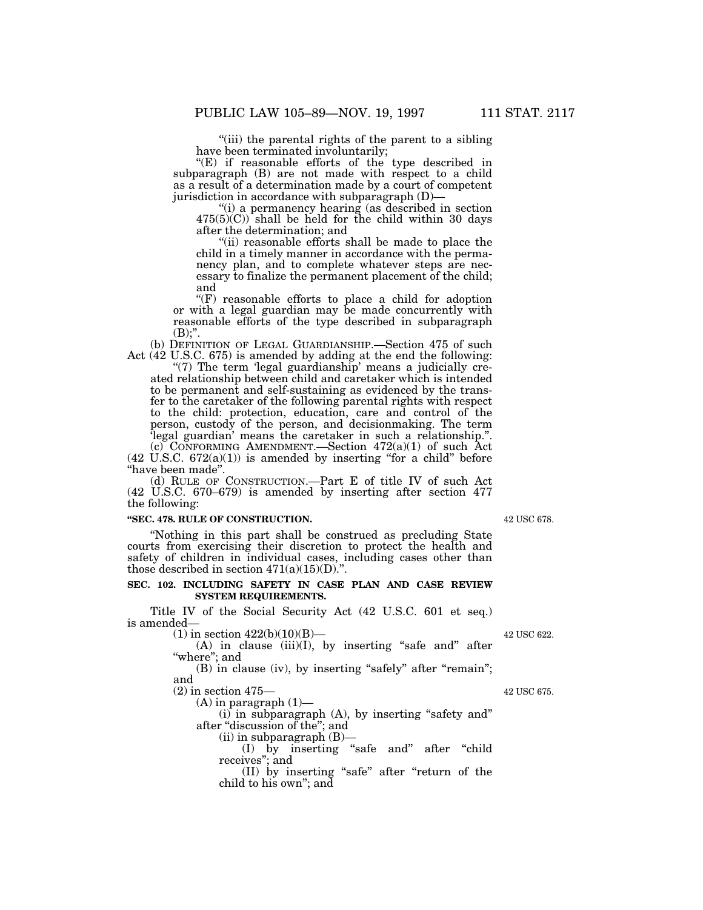"(iii) the parental rights of the parent to a sibling have been terminated involuntarily;

"(E) if reasonable efforts of the type described in subparagraph (B) are not made with respect to a child as a result of a determination made by a court of competent jurisdiction in accordance with subparagraph (D)—

"(i) a permanency hearing (as described in section 475(5)(C)) shall be held for the child within 30 days after the determination; and

"(ii) reasonable efforts shall be made to place the child in a timely manner in accordance with the permanency plan, and to complete whatever steps are necessary to finalize the permanent placement of the child; and

"(F) reasonable efforts to place a child for adoption or with a legal guardian may be made concurrently with reasonable efforts of the type described in subparagraph (B);".

(b) DEFINITION OF LEGAL GUARDIANSHIP.—Section 475 of such Act (42 U.S.C. 675) is amended by adding at the end the following:

"(7) The term 'legal guardianship' means a judicially created relationship between child and caretaker which is intended to be permanent and self-sustaining as evidenced by the transfer to the caretaker of the following parental rights with respect to the child: protection, education, care and control of the person, custody of the person, and decisionmaking. The term 'legal guardian' means the caretaker in such a relationship.".

(c) CONFORMING AMENDMENT.—Section 472(a)(1) of such Act (42 U.S.C. 672(a)(1)) is amended by inserting "for a child" before "have been made".

(d) RULE OF CONSTRUCTION.—Part E of title IV of such Act (42 U.S.C. 670–679) is amended by inserting after section 477 the following:

**"SEC. 478. RULE OF CONSTRUCTION.**

42 USC 678.

"Nothing in this part shall be construed as precluding State courts from exercising their discretion to protect the health and safety of children in individual cases, including cases other than those described in section 471(a)(15)(D).".

**SEC. 102. INCLUDING SAFETY IN CASE PLAN AND CASE REVIEW SYSTEM REQUIREMENTS.**

Title IV of the Social Security Act (42 U.S.C. 601 et seq.) is amended—

(1) in section 422(b)(10)(B)—

42 USC 622.

(A) in clause (iii)(I), by inserting "safe and" after "where"; and

(B) in clause (iv), by inserting "safely" after "remain"; and

(2) in section 475—

42 USC 675.

(A) in paragraph (1)—

(i) in subparagraph (A), by inserting "safety and" after "discussion of the"; and

(ii) in subparagraph (B)—

(I) by inserting "safe and" after "child receives"; and

(II) by inserting "safe" after "return of the child to his own"; and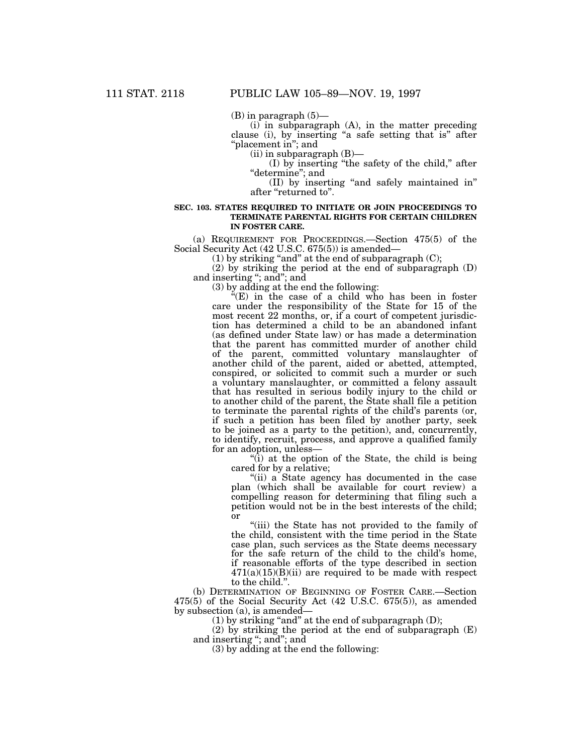(B) in paragraph (5)—

(i) in subparagraph (A), in the matter preceding clause (i), by inserting "a safe setting that is" after "placement in"; and

(ii) in subparagraph (B)—

(I) by inserting "the safety of the child," after "determine"; and

(II) by inserting "and safely maintained in" after "returned to".

**SEC. 103. STATES REQUIRED TO INITIATE OR JOIN PROCEEDINGS TO TERMINATE PARENTAL RIGHTS FOR CERTAIN CHILDREN IN FOSTER CARE.**

(a) REQUIREMENT FOR PROCEEDINGS.—Section 475(5) of the Social Security Act (42 U.S.C. 675(5)) is amended—

(1) by striking "and" at the end of subparagraph (C);

(2) by striking the period at the end of subparagraph (D) and inserting "; and"; and

(3) by adding at the end the following:

"(E) in the case of a child who has been in foster care under the responsibility of the State for 15 of the most recent 22 months, or, if a court of competent jurisdiction has determined a child to be an abandoned infant (as defined under State law) or has made a determination that the parent has committed murder of another child of the parent, committed voluntary manslaughter of another child of the parent, aided or abetted, attempted, conspired, or solicited to commit such a murder or such a voluntary manslaughter, or committed a felony assault that has resulted in serious bodily injury to the child or to another child of the parent, the State shall file a petition to terminate the parental rights of the child's parents (or, if such a petition has been filed by another party, seek to be joined as a party to the petition), and, concurrently, to identify, recruit, process, and approve a qualified family for an adoption, unless—

"(i) at the option of the State, the child is being cared for by a relative;

"(ii) a State agency has documented in the case plan (which shall be available for court review) a compelling reason for determining that filing such a petition would not be in the best interests of the child; or

"(iii) the State has not provided to the family of the child, consistent with the time period in the State case plan, such services as the State deems necessary for the safe return of the child to the child's home, if reasonable efforts of the type described in section 471(a)(15)(B)(ii) are required to be made with respect to the child.".

(b) DETERMINATION OF BEGINNING OF FOSTER CARE.—Section 475(5) of the Social Security Act (42 U.S.C. 675(5)), as amended by subsection (a), is amended—

(1) by striking "and" at the end of subparagraph (D);

(2) by striking the period at the end of subparagraph (E) and inserting "; and"; and

(3) by adding at the end the following: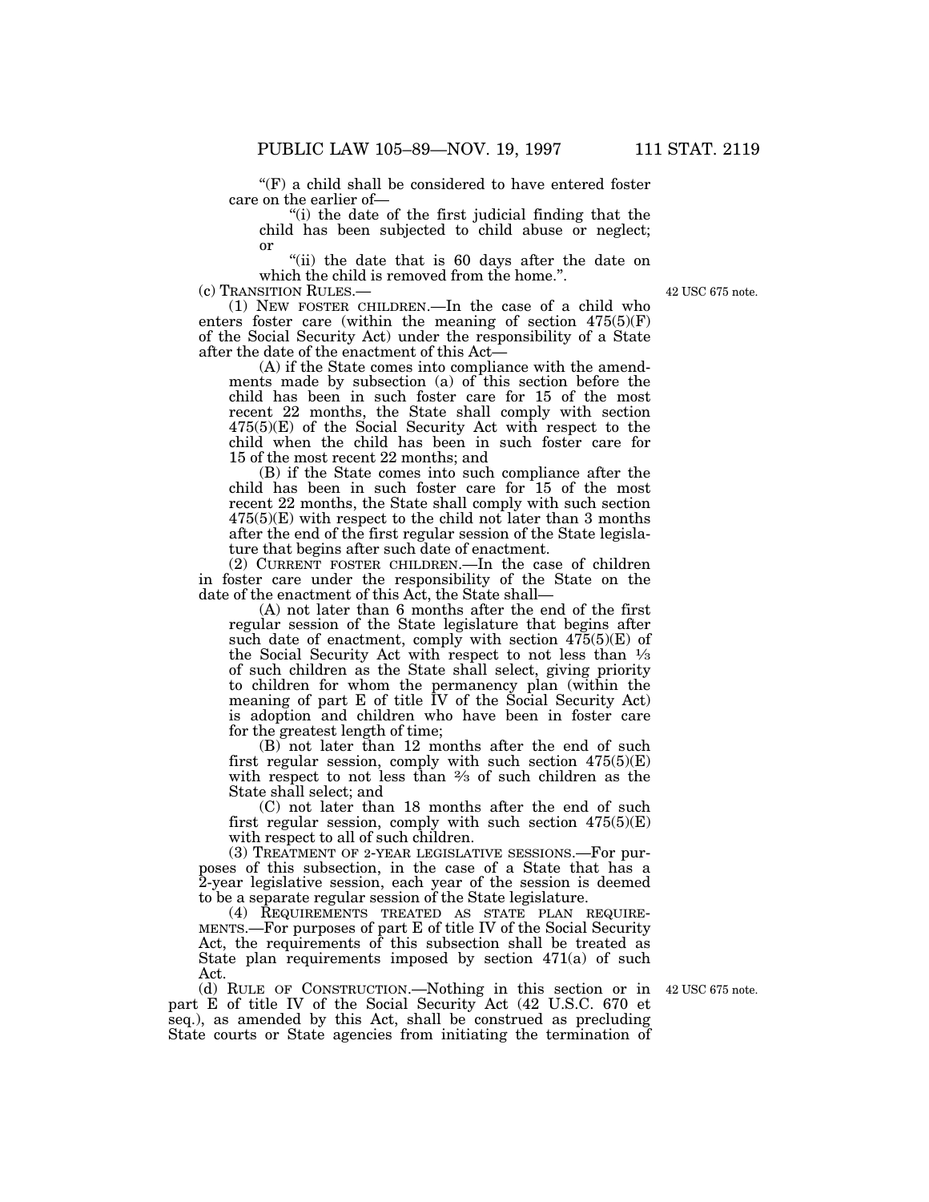"(F) a child shall be considered to have entered foster care on the earlier of—

"(i) the date of the first judicial finding that the child has been subjected to child abuse or neglect; or

"(ii) the date that is 60 days after the date on which the child is removed from the home.".

(c) TRANSITION RULES.—

42 USC 675 note.

(1) NEW FOSTER CHILDREN.—In the case of a child who enters foster care (within the meaning of section 475(5)(F) of the Social Security Act) under the responsibility of a State after the date of the enactment of this Act—

(A) if the State comes into compliance with the amendments made by subsection (a) of this section before the child has been in such foster care for 15 of the most recent 22 months, the State shall comply with section 475(5)(E) of the Social Security Act with respect to the child when the child has been in such foster care for 15 of the most recent 22 months; and

(B) if the State comes into such compliance after the child has been in such foster care for 15 of the most recent 22 months, the State shall comply with such section 475(5)(E) with respect to the child not later than 3 months after the end of the first regular session of the State legislature that begins after such date of enactment.

(2) CURRENT FOSTER CHILDREN.—In the case of children in foster care under the responsibility of the State on the date of the enactment of this Act, the State shall—

(A) not later than 6 months after the end of the first regular session of the State legislature that begins after such date of enactment, comply with section 475(5)(E) of the Social Security Act with respect to not less than ⅓ of such children as the State shall select, giving priority to children for whom the permanency plan (within the meaning of part E of title IV of the Social Security Act) is adoption and children who have been in foster care for the greatest length of time;

(B) not later than 12 months after the end of such first regular session, comply with such section 475(5)(E) with respect to not less than ⅔ of such children as the State shall select; and

(C) not later than 18 months after the end of such first regular session, comply with such section 475(5)(E) with respect to all of such children.

(3) TREATMENT OF 2-YEAR LEGISLATIVE SESSIONS.—For purposes of this subsection, in the case of a State that has a 2-year legislative session, each year of the session is deemed to be a separate regular session of the State legislature.

(4) REQUIREMENTS TREATED AS STATE PLAN REQUIREMENTS.—For purposes of part E of title IV of the Social Security Act, the requirements of this subsection shall be treated as State plan requirements imposed by section 471(a) of such Act.

42 USC 675 note.

(d) RULE OF CONSTRUCTION.—Nothing in this section or in part E of title IV of the Social Security Act (42 U.S.C. 670 et seq.), as amended by this Act, shall be construed as precluding State courts or State agencies from initiating the termination of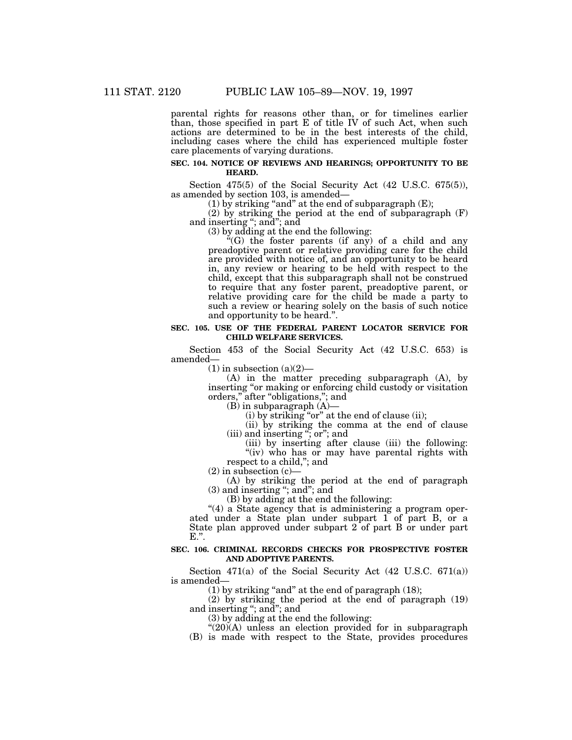parental rights for reasons other than, or for timelines earlier than, those specified in part E of title IV of such Act, when such actions are determined to be in the best interests of the child, including cases where the child has experienced multiple foster care placements of varying durations.

**SEC. 104. NOTICE OF REVIEWS AND HEARINGS; OPPORTUNITY TO BE HEARD.**

Section 475(5) of the Social Security Act (42 U.S.C. 675(5)), as amended by section 103, is amended—

(1) by striking "and" at the end of subparagraph (E);

(2) by striking the period at the end of subparagraph (F) and inserting "; and"; and

(3) by adding at the end the following:

"(G) the foster parents (if any) of a child and any preadoptive parent or relative providing care for the child are provided with notice of, and an opportunity to be heard in, any review or hearing to be held with respect to the child, except that this subparagraph shall not be construed to require that any foster parent, preadoptive parent, or relative providing care for the child be made a party to such a review or hearing solely on the basis of such notice and opportunity to be heard.".

**SEC. 105. USE OF THE FEDERAL PARENT LOCATOR SERVICE FOR CHILD WELFARE SERVICES.**

Section 453 of the Social Security Act (42 U.S.C. 653) is amended—

(1) in subsection (a)(2)—

(A) in the matter preceding subparagraph (A), by inserting "or making or enforcing child custody or visitation orders," after "obligations,"; and

(B) in subparagraph (A)—

(i) by striking "or" at the end of clause (ii);

(ii) by striking the comma at the end of clause (iii) and inserting "; or"; and

(iii) by inserting after clause (iii) the following:

"(iv) who has or may have parental rights with respect to a child,"; and

(2) in subsection (c)—

(A) by striking the period at the end of paragraph (3) and inserting "; and"; and

(B) by adding at the end the following:

"(4) a State agency that is administering a program operated under a State plan under subpart 1 of part B, or a State plan approved under subpart 2 of part B or under part E.".

**SEC. 106. CRIMINAL RECORDS CHECKS FOR PROSPECTIVE FOSTER AND ADOPTIVE PARENTS.**

Section 471(a) of the Social Security Act (42 U.S.C. 671(a)) is amended—

(1) by striking "and" at the end of paragraph (18);

(2) by striking the period at the end of paragraph (19) and inserting "; and"; and

(3) by adding at the end the following:

"(20)(A) unless an election provided for in subparagraph (B) is made with respect to the State, provides procedures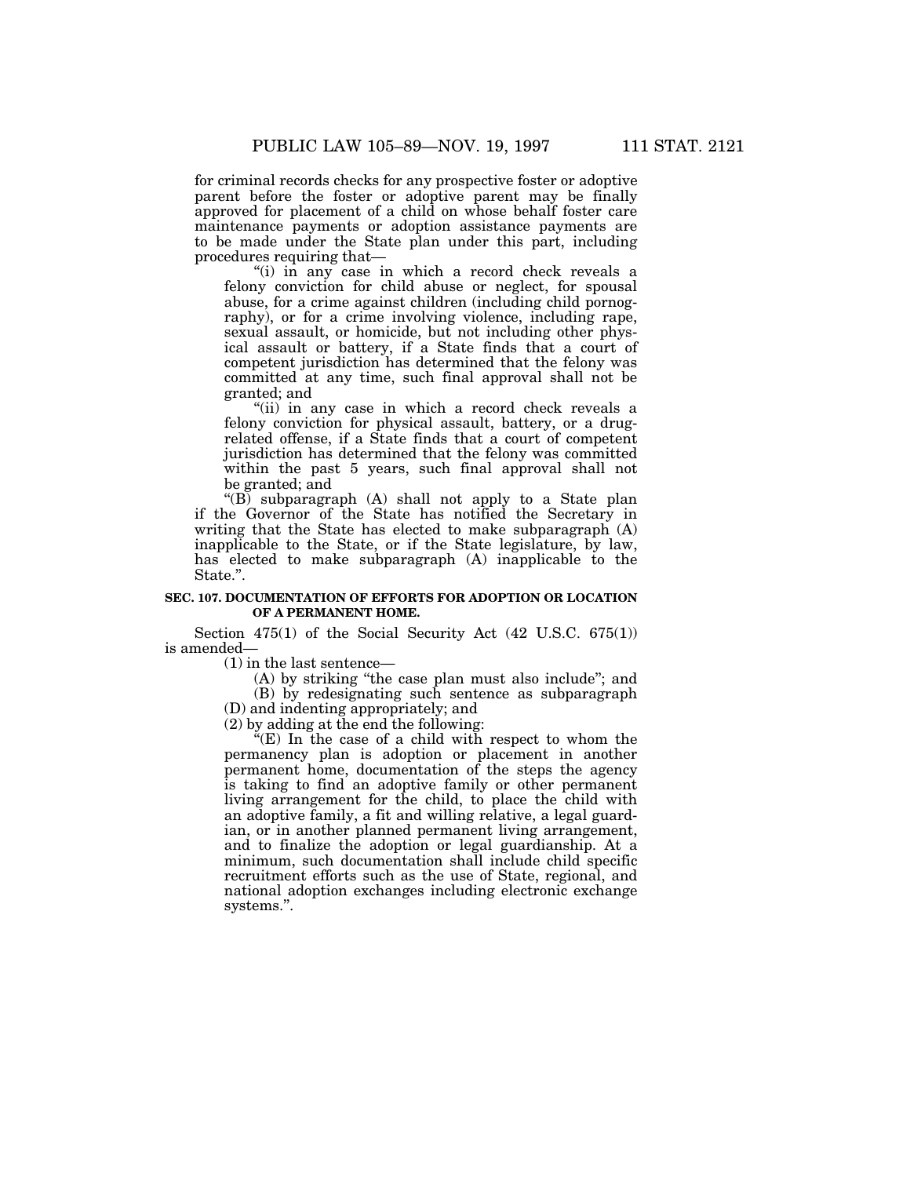for criminal records checks for any prospective foster or adoptive parent before the foster or adoptive parent may be finally approved for placement of a child on whose behalf foster care maintenance payments or adoption assistance payments are to be made under the State plan under this part, including procedures requiring that—

"(i) in any case in which a record check reveals a felony conviction for child abuse or neglect, for spousal abuse, for a crime against children (including child pornography), or for a crime involving violence, including rape, sexual assault, or homicide, but not including other physical assault or battery, if a State finds that a court of competent jurisdiction has determined that the felony was committed at any time, such final approval shall not be granted; and

"(ii) in any case in which a record check reveals a felony conviction for physical assault, battery, or a drug-related offense, if a State finds that a court of competent jurisdiction has determined that the felony was committed within the past 5 years, such final approval shall not be granted; and

"(B) subparagraph (A) shall not apply to a State plan if the Governor of the State has notified the Secretary in writing that the State has elected to make subparagraph (A) inapplicable to the State, or if the State legislature, by law, has elected to make subparagraph (A) inapplicable to the State.".

**SEC. 107. DOCUMENTATION OF EFFORTS FOR ADOPTION OR LOCATION OF A PERMANENT HOME.**

Section 475(1) of the Social Security Act (42 U.S.C. 675(1)) is amended—

(1) in the last sentence—

(A) by striking "the case plan must also include"; and

(B) by redesignating such sentence as subparagraph (D) and indenting appropriately; and

(2) by adding at the end the following:

"(E) In the case of a child with respect to whom the permanency plan is adoption or placement in another permanent home, documentation of the steps the agency is taking to find an adoptive family or other permanent living arrangement for the child, to place the child with an adoptive family, a fit and willing relative, a legal guardian, or in another planned permanent living arrangement, and to finalize the adoption or legal guardianship. At a minimum, such documentation shall include child specific recruitment efforts such as the use of State, regional, and national adoption exchanges including electronic exchange systems.".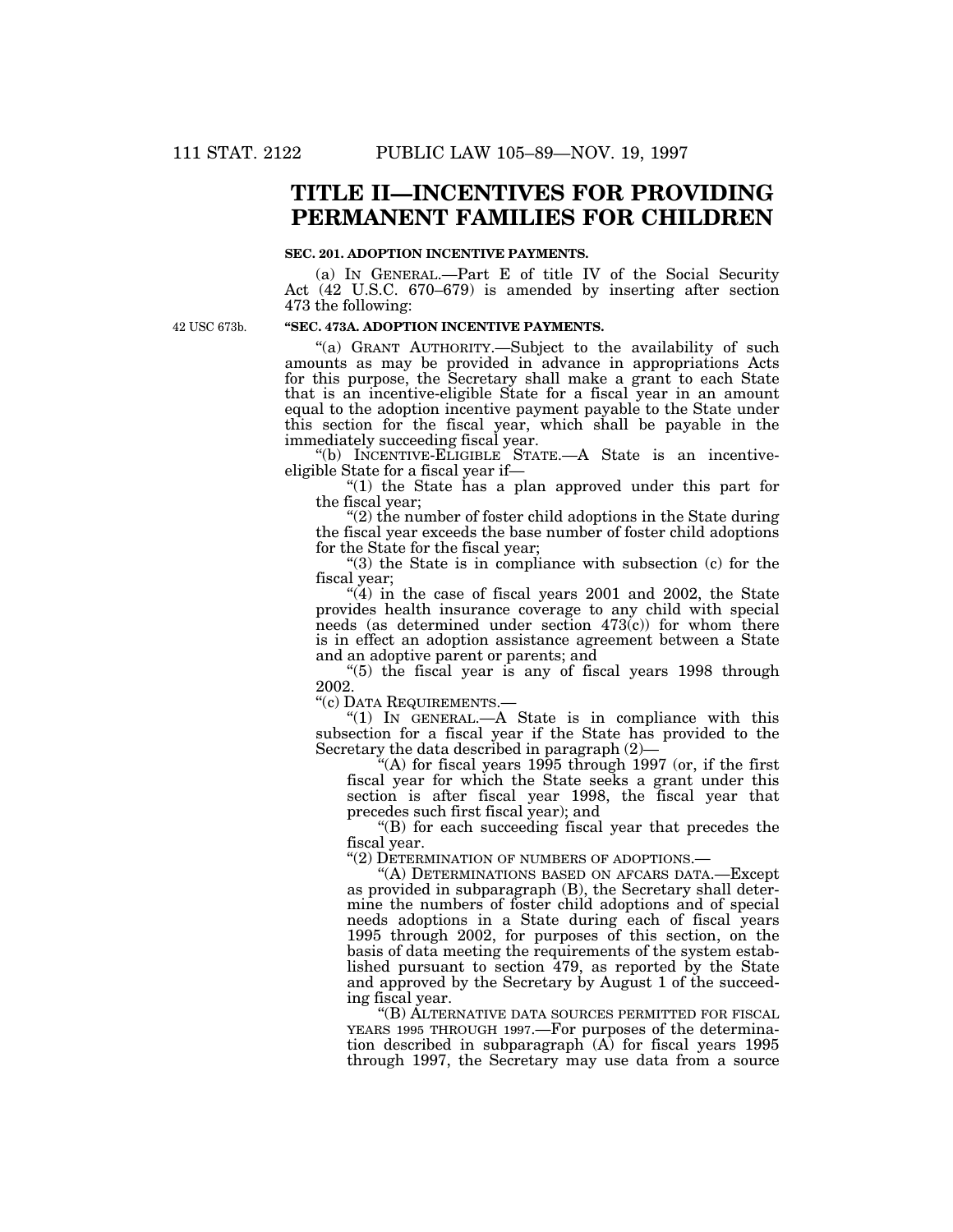# TITLE II—INCENTIVES FOR PROVIDING PERMANENT FAMILIES FOR CHILDREN

### SEC. 201. ADOPTION INCENTIVE PAYMENTS.

(a) IN GENERAL.—Part E of title IV of the Social Security Act (42 U.S.C. 670–679) is amended by inserting after section 473 the following:

42 USC 673b.

### "SEC. 473A. ADOPTION INCENTIVE PAYMENTS.

"(a) GRANT AUTHORITY.—Subject to the availability of such amounts as may be provided in advance in appropriations Acts for this purpose, the Secretary shall make a grant to each State that is an incentive-eligible State for a fiscal year in an amount equal to the adoption incentive payment payable to the State under this section for the fiscal year, which shall be payable in the immediately succeeding fiscal year.

"(b) INCENTIVE-ELIGIBLE STATE.—A State is an incentive-eligible State for a fiscal year if—

"(1) the State has a plan approved under this part for the fiscal year;

"(2) the number of foster child adoptions in the State during the fiscal year exceeds the base number of foster child adoptions for the State for the fiscal year;

"(3) the State is in compliance with subsection (c) for the fiscal year;

"(4) in the case of fiscal years 2001 and 2002, the State provides health insurance coverage to any child with special needs (as determined under section 473(c)) for whom there is in effect an adoption assistance agreement between a State and an adoptive parent or parents; and

"(5) the fiscal year is any of fiscal years 1998 through 2002.

"(c) DATA REQUIREMENTS.—

"(1) IN GENERAL.—A State is in compliance with this subsection for a fiscal year if the State has provided to the Secretary the data described in paragraph (2)—

"(A) for fiscal years 1995 through 1997 (or, if the first fiscal year for which the State seeks a grant under this section is after fiscal year 1998, the fiscal year that precedes such first fiscal year); and

"(B) for each succeeding fiscal year that precedes the fiscal year.

"(2) DETERMINATION OF NUMBERS OF ADOPTIONS.—

"(A) DETERMINATIONS BASED ON AFCARS DATA.—Except as provided in subparagraph (B), the Secretary shall determine the numbers of foster child adoptions and of special needs adoptions in a State during each of fiscal years 1995 through 2002, for purposes of this section, on the basis of data meeting the requirements of the system established pursuant to section 479, as reported by the State and approved by the Secretary by August 1 of the succeeding fiscal year.

"(B) ALTERNATIVE DATA SOURCES PERMITTED FOR FISCAL YEARS 1995 THROUGH 1997.—For purposes of the determination described in subparagraph (A) for fiscal years 1995 through 1997, the Secretary may use data from a source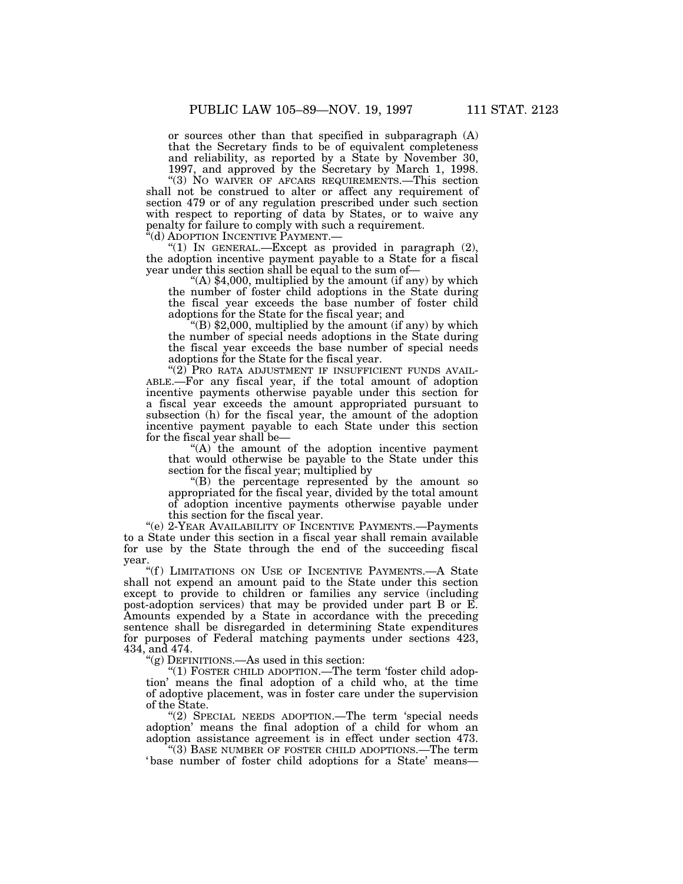or sources other than that specified in subparagraph (A) that the Secretary finds to be of equivalent completeness and reliability, as reported by a State by November 30, 1997, and approved by the Secretary by March 1, 1998.

"(3) NO WAIVER OF AFCARS REQUIREMENTS.—This section shall not be construed to alter or affect any requirement of section 479 or of any regulation prescribed under such section with respect to reporting of data by States, or to waive any penalty for failure to comply with such a requirement.

"(d) ADOPTION INCENTIVE PAYMENT.—

"(1) IN GENERAL.—Except as provided in paragraph (2), the adoption incentive payment payable to a State for a fiscal year under this section shall be equal to the sum of—

"(A) $4,000, multiplied by the amount (if any) by which the number of foster child adoptions in the State during the fiscal year exceeds the base number of foster child adoptions for the State for the fiscal year; and

"(B) $2,000, multiplied by the amount (if any) by which the number of special needs adoptions in the State during the fiscal year exceeds the base number of special needs adoptions for the State for the fiscal year.

"(2) PRO RATA ADJUSTMENT IF INSUFFICIENT FUNDS AVAILABLE.—For any fiscal year, if the total amount of adoption incentive payments otherwise payable under this section for a fiscal year exceeds the amount appropriated pursuant to subsection (h) for the fiscal year, the amount of the adoption incentive payment payable to each State under this section for the fiscal year shall be—

"(A) the amount of the adoption incentive payment that would otherwise be payable to the State under this section for the fiscal year; multiplied by

"(B) the percentage represented by the amount so appropriated for the fiscal year, divided by the total amount of adoption incentive payments otherwise payable under this section for the fiscal year.

"(e) 2-YEAR AVAILABILITY OF INCENTIVE PAYMENTS.—Payments to a State under this section in a fiscal year shall remain available for use by the State through the end of the succeeding fiscal year.

"(f) LIMITATIONS ON USE OF INCENTIVE PAYMENTS.—A State shall not expend an amount paid to the State under this section except to provide to children or families any service (including post-adoption services) that may be provided under part B or E. Amounts expended by a State in accordance with the preceding sentence shall be disregarded in determining State expenditures for purposes of Federal matching payments under sections 423, 434, and 474.

"(g) DEFINITIONS.—As used in this section:

"(1) FOSTER CHILD ADOPTION.—The term 'foster child adoption' means the final adoption of a child who, at the time of adoptive placement, was in foster care under the supervision of the State.

"(2) SPECIAL NEEDS ADOPTION.—The term 'special needs adoption' means the final adoption of a child for whom an adoption assistance agreement is in effect under section 473.

"(3) BASE NUMBER OF FOSTER CHILD ADOPTIONS.—The term 'base number of foster child adoptions for a State' means—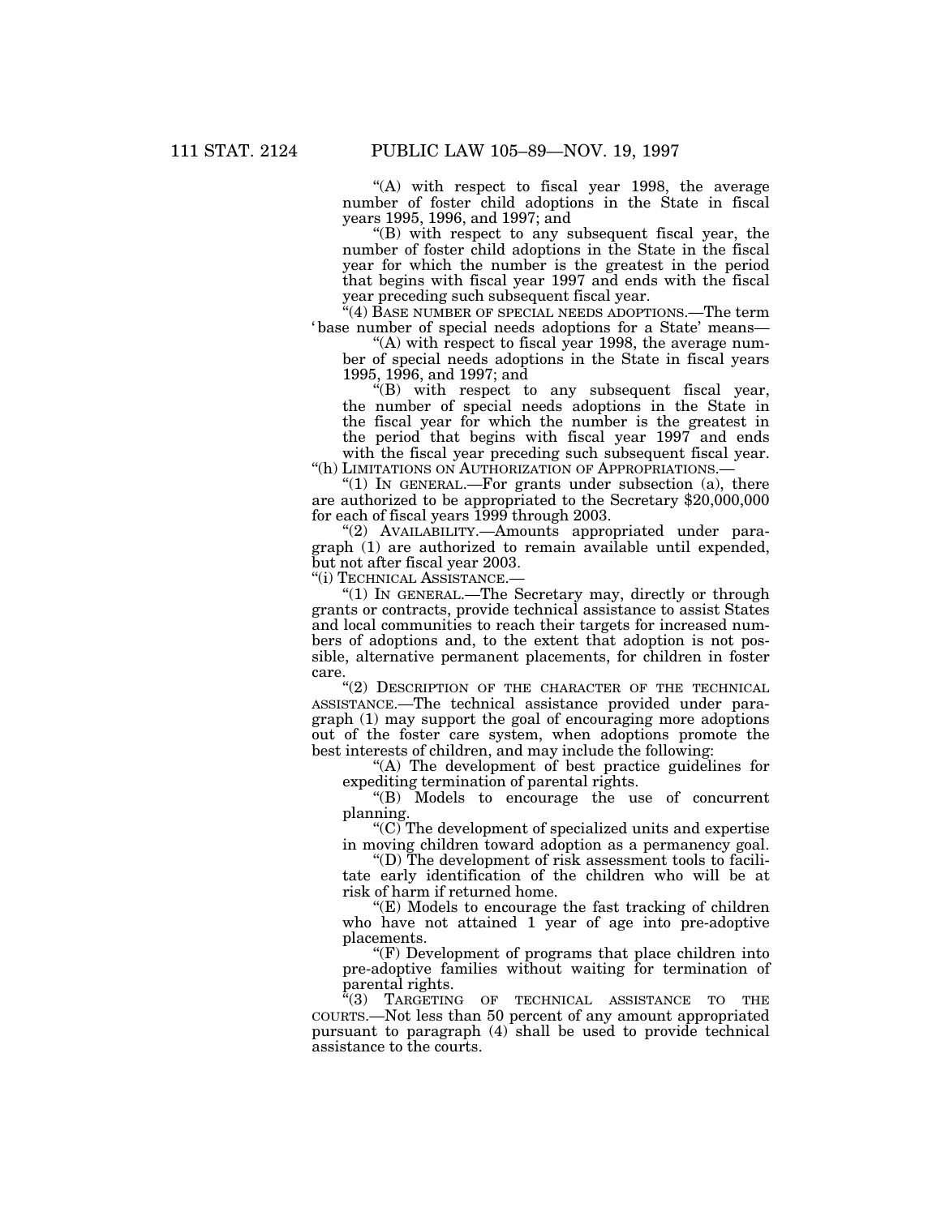"(A) with respect to fiscal year 1998, the average number of foster child adoptions in the State in fiscal years 1995, 1996, and 1997; and

"(B) with respect to any subsequent fiscal year, the number of foster child adoptions in the State in the fiscal year for which the number is the greatest in the period that begins with fiscal year 1997 and ends with the fiscal year preceding such subsequent fiscal year.

"(4) BASE NUMBER OF SPECIAL NEEDS ADOPTIONS.—The term 'base number of special needs adoptions for a State' means—

"(A) with respect to fiscal year 1998, the average number of special needs adoptions in the State in fiscal years 1995, 1996, and 1997; and

"(B) with respect to any subsequent fiscal year, the number of special needs adoptions in the State in the fiscal year for which the number is the greatest in the period that begins with fiscal year 1997 and ends with the fiscal year preceding such subsequent fiscal year.

"(h) LIMITATIONS ON AUTHORIZATION OF APPROPRIATIONS.—

"(1) IN GENERAL.—For grants under subsection (a), there are authorized to be appropriated to the Secretary $20,000,000 for each of fiscal years 1999 through 2003.

"(2) AVAILABILITY.—Amounts appropriated under paragraph (1) are authorized to remain available until expended, but not after fiscal year 2003.

"(i) TECHNICAL ASSISTANCE.—

"(1) IN GENERAL.—The Secretary may, directly or through grants or contracts, provide technical assistance to assist States and local communities to reach their targets for increased numbers of adoptions and, to the extent that adoption is not possible, alternative permanent placements, for children in foster care.

"(2) DESCRIPTION OF THE CHARACTER OF THE TECHNICAL ASSISTANCE.—The technical assistance provided under paragraph (1) may support the goal of encouraging more adoptions out of the foster care system, when adoptions promote the best interests of children, and may include the following:

"(A) The development of best practice guidelines for expediting termination of parental rights.

"(B) Models to encourage the use of concurrent planning.

"(C) The development of specialized units and expertise in moving children toward adoption as a permanency goal.

"(D) The development of risk assessment tools to facilitate early identification of the children who will be at risk of harm if returned home.

"(E) Models to encourage the fast tracking of children who have not attained 1 year of age into pre-adoptive placements.

"(F) Development of programs that place children into pre-adoptive families without waiting for termination of parental rights.

"(3) TARGETING OF TECHNICAL ASSISTANCE TO THE COURTS.—Not less than 50 percent of any amount appropriated pursuant to paragraph (4) shall be used to provide technical assistance to the courts.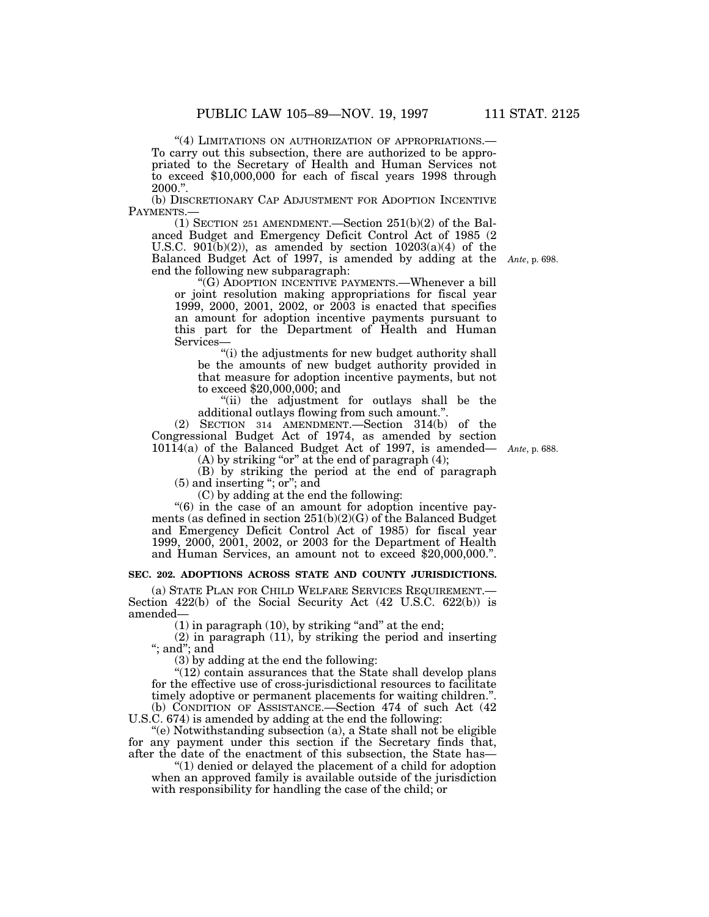"(4) LIMITATIONS ON AUTHORIZATION OF APPROPRIATIONS.—To carry out this subsection, there are authorized to be appropriated to the Secretary of Health and Human Services not to exceed $10,000,000 for each of fiscal years 1998 through 2000.".

(b) DISCRETIONARY CAP ADJUSTMENT FOR ADOPTION INCENTIVE PAYMENTS.—

(1) SECTION 251 AMENDMENT.—Section 251(b)(2) of the Balanced Budget and Emergency Deficit Control Act of 1985 (2 U.S.C. 901(b)(2)), as amended by section 10203(a)(4) of the Balanced Budget Act of 1997, is amended by adding at the end the following new subparagraph:

*Ante*, p. 698.

"(G) ADOPTION INCENTIVE PAYMENTS.—Whenever a bill or joint resolution making appropriations for fiscal year 1999, 2000, 2001, 2002, or 2003 is enacted that specifies an amount for adoption incentive payments pursuant to this part for the Department of Health and Human Services—

"(i) the adjustments for new budget authority shall be the amounts of new budget authority provided in that measure for adoption incentive payments, but not to exceed $20,000,000; and

"(ii) the adjustment for outlays shall be the additional outlays flowing from such amount.".

(2) SECTION 314 AMENDMENT.—Section 314(b) of the Congressional Budget Act of 1974, as amended by section 10114(a) of the Balanced Budget Act of 1997, is amended—

*Ante*, p. 688.

(A) by striking "or" at the end of paragraph (4);

(B) by striking the period at the end of paragraph (5) and inserting "; or"; and

(C) by adding at the end the following:

"(6) in the case of an amount for adoption incentive payments (as defined in section 251(b)(2)(G) of the Balanced Budget and Emergency Deficit Control Act of 1985) for fiscal year 1999, 2000, 2001, 2002, or 2003 for the Department of Health and Human Services, an amount not to exceed $20,000,000.".

**SEC. 202. ADOPTIONS ACROSS STATE AND COUNTY JURISDICTIONS.**

(a) STATE PLAN FOR CHILD WELFARE SERVICES REQUIREMENT.—Section 422(b) of the Social Security Act (42 U.S.C. 622(b)) is amended—

(1) in paragraph (10), by striking "and" at the end;

(2) in paragraph (11), by striking the period and inserting "; and"; and

(3) by adding at the end the following:

"(12) contain assurances that the State shall develop plans for the effective use of cross-jurisdictional resources to facilitate timely adoptive or permanent placements for waiting children.".

(b) CONDITION OF ASSISTANCE.—Section 474 of such Act (42 U.S.C. 674) is amended by adding at the end the following:

"(e) Notwithstanding subsection (a), a State shall not be eligible for any payment under this section if the Secretary finds that, after the date of the enactment of this subsection, the State has—

"(1) denied or delayed the placement of a child for adoption when an approved family is available outside of the jurisdiction with responsibility for handling the case of the child; or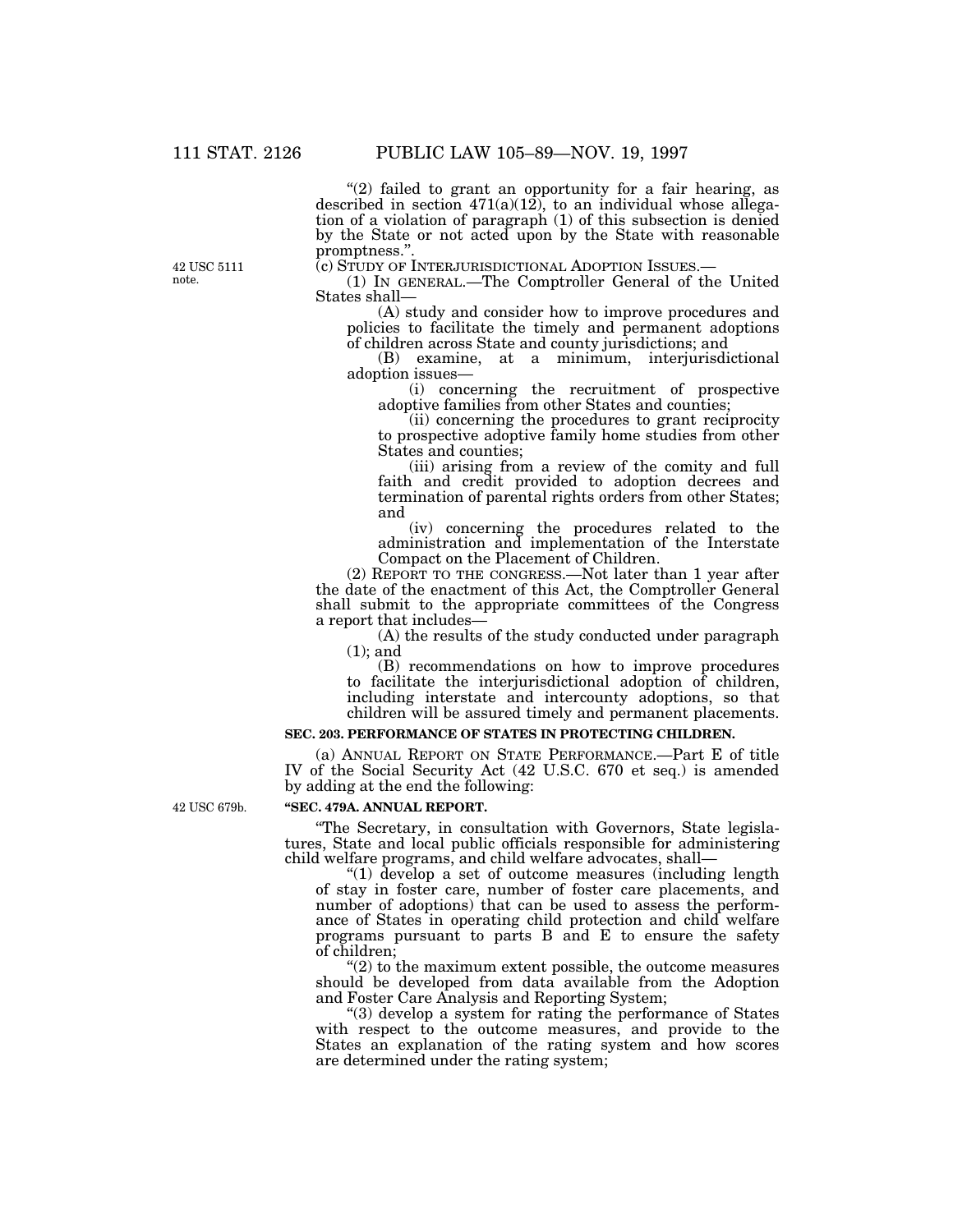"(2) failed to grant an opportunity for a fair hearing, as described in section 471(a)(12), to an individual whose allegation of a violation of paragraph (1) of this subsection is denied by the State or not acted upon by the State with reasonable promptness.".

42 USC 5111 note.

(c) STUDY OF INTERJURISDICTIONAL ADOPTION ISSUES.—

(1) IN GENERAL.—The Comptroller General of the United States shall—

(A) study and consider how to improve procedures and policies to facilitate the timely and permanent adoptions of children across State and county jurisdictions; and

(B) examine, at a minimum, interjurisdictional adoption issues—

(i) concerning the recruitment of prospective adoptive families from other States and counties;

(ii) concerning the procedures to grant reciprocity to prospective adoptive family home studies from other States and counties;

(iii) arising from a review of the comity and full faith and credit provided to adoption decrees and termination of parental rights orders from other States; and

(iv) concerning the procedures related to the administration and implementation of the Interstate Compact on the Placement of Children.

(2) REPORT TO THE CONGRESS.—Not later than 1 year after the date of the enactment of this Act, the Comptroller General shall submit to the appropriate committees of the Congress a report that includes—

(A) the results of the study conducted under paragraph (1); and

(B) recommendations on how to improve procedures to facilitate the interjurisdictional adoption of children, including interstate and intercounty adoptions, so that children will be assured timely and permanent placements.

**SEC. 203. PERFORMANCE OF STATES IN PROTECTING CHILDREN.**

(a) ANNUAL REPORT ON STATE PERFORMANCE.—Part E of title IV of the Social Security Act (42 U.S.C. 670 et seq.) is amended by adding at the end the following:

42 USC 679b.

**"SEC. 479A. ANNUAL REPORT.**

"The Secretary, in consultation with Governors, State legislatures, State and local public officials responsible for administering child welfare programs, and child welfare advocates, shall—

"(1) develop a set of outcome measures (including length of stay in foster care, number of foster care placements, and number of adoptions) that can be used to assess the performance of States in operating child protection and child welfare programs pursuant to parts B and E to ensure the safety of children;

"(2) to the maximum extent possible, the outcome measures should be developed from data available from the Adoption and Foster Care Analysis and Reporting System;

"(3) develop a system for rating the performance of States with respect to the outcome measures, and provide to the States an explanation of the rating system and how scores are determined under the rating system;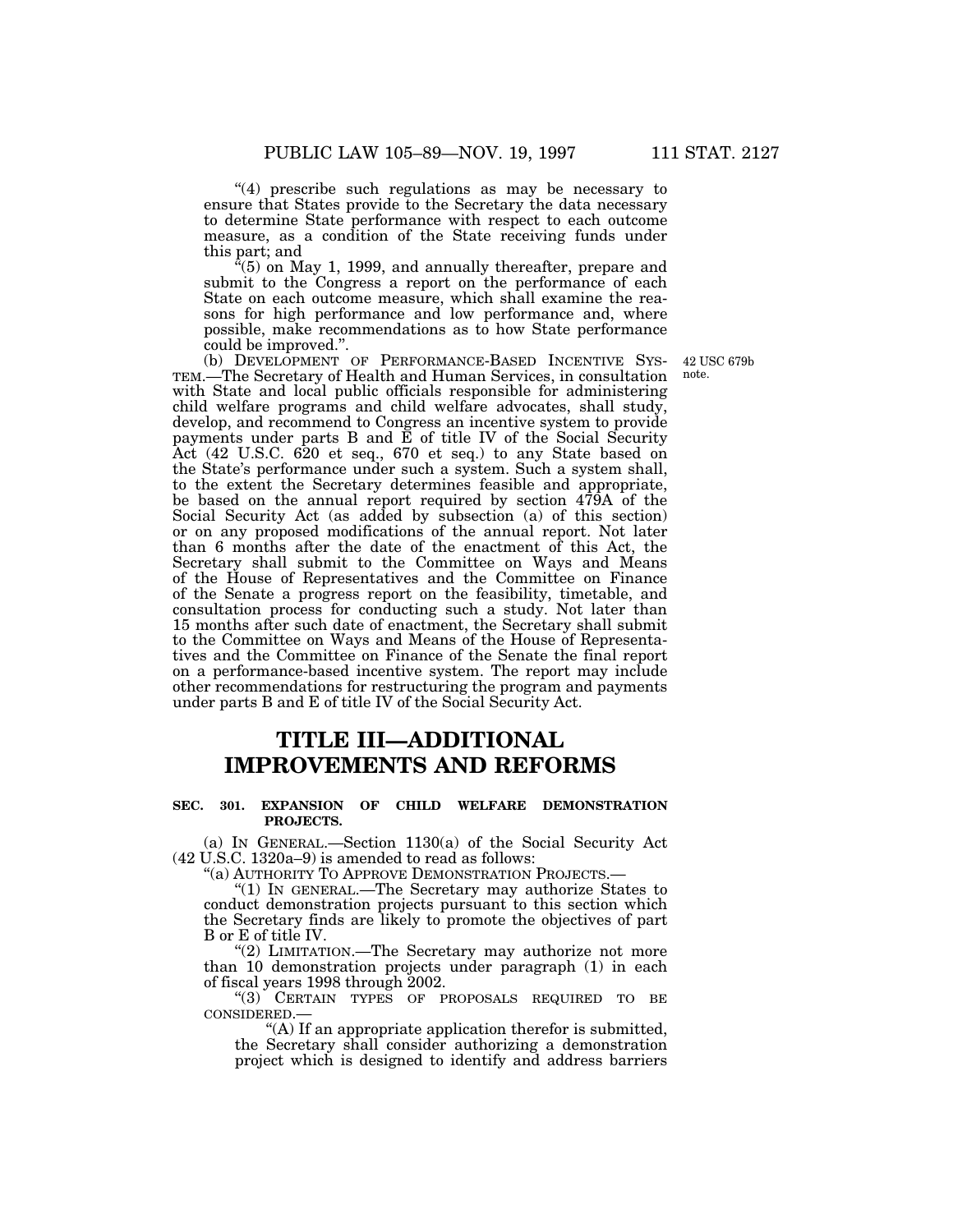"(4) prescribe such regulations as may be necessary to ensure that States provide to the Secretary the data necessary to determine State performance with respect to each outcome measure, as a condition of the State receiving funds under this part; and

"(5) on May 1, 1999, and annually thereafter, prepare and submit to the Congress a report on the performance of each State on each outcome measure, which shall examine the reasons for high performance and low performance and, where possible, make recommendations as to how State performance could be improved.".

42 USC 679b note.

(b) DEVELOPMENT OF PERFORMANCE-BASED INCENTIVE SYSTEM.—The Secretary of Health and Human Services, in consultation with State and local public officials responsible for administering child welfare programs and child welfare advocates, shall study, develop, and recommend to Congress an incentive system to provide payments under parts B and E of title IV of the Social Security Act (42 U.S.C. 620 et seq., 670 et seq.) to any State based on the State's performance under such a system. Such a system shall, to the extent the Secretary determines feasible and appropriate, be based on the annual report required by section 479A of the Social Security Act (as added by subsection (a) of this section) or on any proposed modifications of the annual report. Not later than 6 months after the date of the enactment of this Act, the Secretary shall submit to the Committee on Ways and Means of the House of Representatives and the Committee on Finance of the Senate a progress report on the feasibility, timetable, and consultation process for conducting such a study. Not later than 15 months after such date of enactment, the Secretary shall submit to the Committee on Ways and Means of the House of Representatives and the Committee on Finance of the Senate the final report on a performance-based incentive system. The report may include other recommendations for restructuring the program and payments under parts B and E of title IV of the Social Security Act.

# TITLE III—ADDITIONAL IMPROVEMENTS AND REFORMS

**SEC. 301. EXPANSION OF CHILD WELFARE DEMONSTRATION PROJECTS.**

(a) IN GENERAL.—Section 1130(a) of the Social Security Act (42 U.S.C. 1320a–9) is amended to read as follows:

"(a) AUTHORITY TO APPROVE DEMONSTRATION PROJECTS.—

"(1) IN GENERAL.—The Secretary may authorize States to conduct demonstration projects pursuant to this section which the Secretary finds are likely to promote the objectives of part B or E of title IV.

"(2) LIMITATION.—The Secretary may authorize not more than 10 demonstration projects under paragraph (1) in each of fiscal years 1998 through 2002.

"(3) CERTAIN TYPES OF PROPOSALS REQUIRED TO BE CONSIDERED.—

"(A) If an appropriate application therefor is submitted, the Secretary shall consider authorizing a demonstration project which is designed to identify and address barriers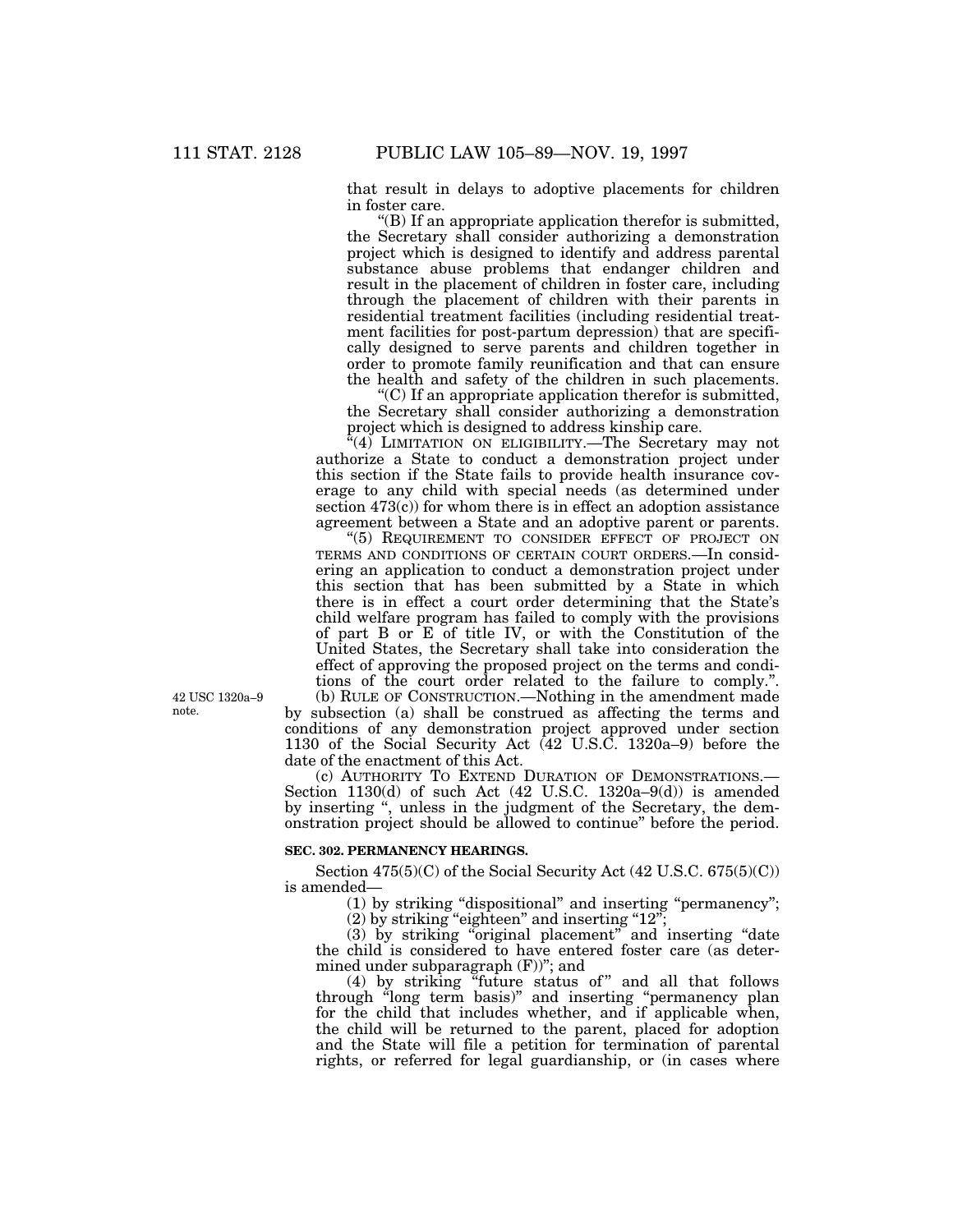that result in delays to adoptive placements for children in foster care.

"(B) If an appropriate application therefor is submitted, the Secretary shall consider authorizing a demonstration project which is designed to identify and address parental substance abuse problems that endanger children and result in the placement of children in foster care, including through the placement of children with their parents in residential treatment facilities (including residential treatment facilities for post-partum depression) that are specifically designed to serve parents and children together in order to promote family reunification and that can ensure the health and safety of the children in such placements.

"(C) If an appropriate application therefor is submitted, the Secretary shall consider authorizing a demonstration project which is designed to address kinship care.

"(4) LIMITATION ON ELIGIBILITY.—The Secretary may not authorize a State to conduct a demonstration project under this section if the State fails to provide health insurance coverage to any child with special needs (as determined under section 473(c)) for whom there is in effect an adoption assistance agreement between a State and an adoptive parent or parents.

"(5) REQUIREMENT TO CONSIDER EFFECT OF PROJECT ON TERMS AND CONDITIONS OF CERTAIN COURT ORDERS.—In considering an application to conduct a demonstration project under this section that has been submitted by a State in which there is in effect a court order determining that the State's child welfare program has failed to comply with the provisions of part B or E of title IV, or with the Constitution of the United States, the Secretary shall take into consideration the effect of approving the proposed project on the terms and conditions of the court order related to the failure to comply.".

42 USC 1320a–9 note.

(b) RULE OF CONSTRUCTION.—Nothing in the amendment made by subsection (a) shall be construed as affecting the terms and conditions of any demonstration project approved under section 1130 of the Social Security Act (42 U.S.C. 1320a–9) before the date of the enactment of this Act.

(c) AUTHORITY TO EXTEND DURATION OF DEMONSTRATIONS.—Section 1130(d) of such Act (42 U.S.C. 1320a–9(d)) is amended by inserting ", unless in the judgment of the Secretary, the demonstration project should be allowed to continue" before the period.

**SEC. 302. PERMANENCY HEARINGS.**

Section 475(5)(C) of the Social Security Act (42 U.S.C. 675(5)(C)) is amended—

(1) by striking "dispositional" and inserting "permanency";

(2) by striking "eighteen" and inserting "12";

(3) by striking "original placement" and inserting "date the child is considered to have entered foster care (as determined under subparagraph (F))"; and

(4) by striking "future status of" and all that follows through "long term basis)" and inserting "permanency plan for the child that includes whether, and if applicable when, the child will be returned to the parent, placed for adoption and the State will file a petition for termination of parental rights, or referred for legal guardianship, or (in cases where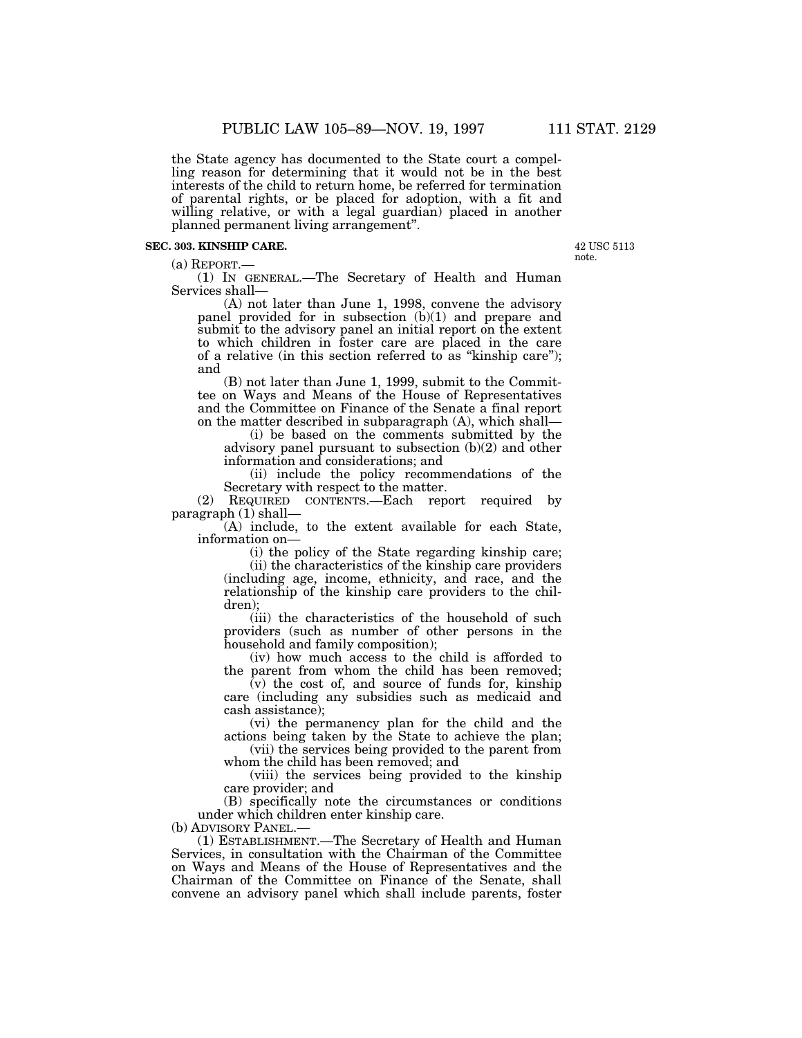the State agency has documented to the State court a compelling reason for determining that it would not be in the best interests of the child to return home, be referred for termination of parental rights, or be placed for adoption, with a fit and willing relative, or with a legal guardian) placed in another planned permanent living arrangement".

**SEC. 303. KINSHIP CARE.**

42 USC 5113 note.

(a) REPORT.—

(1) IN GENERAL.—The Secretary of Health and Human Services shall—

(A) not later than June 1, 1998, convene the advisory panel provided for in subsection (b)(1) and prepare and submit to the advisory panel an initial report on the extent to which children in foster care are placed in the care of a relative (in this section referred to as "kinship care"); and

(B) not later than June 1, 1999, submit to the Committee on Ways and Means of the House of Representatives and the Committee on Finance of the Senate a final report on the matter described in subparagraph (A), which shall—

(i) be based on the comments submitted by the advisory panel pursuant to subsection (b)(2) and other information and considerations; and

(ii) include the policy recommendations of the Secretary with respect to the matter.

(2) REQUIRED CONTENTS.—Each report required by paragraph (1) shall—

(A) include, to the extent available for each State, information on—

(i) the policy of the State regarding kinship care;

(ii) the characteristics of the kinship care providers (including age, income, ethnicity, and race, and the relationship of the kinship care providers to the children);

(iii) the characteristics of the household of such providers (such as number of other persons in the household and family composition);

(iv) how much access to the child is afforded to the parent from whom the child has been removed;

(v) the cost of, and source of funds for, kinship care (including any subsidies such as medicaid and cash assistance);

(vi) the permanency plan for the child and the actions being taken by the State to achieve the plan;

(vii) the services being provided to the parent from whom the child has been removed; and

(viii) the services being provided to the kinship care provider; and

(B) specifically note the circumstances or conditions under which children enter kinship care.

(b) ADVISORY PANEL.—

(1) ESTABLISHMENT.—The Secretary of Health and Human Services, in consultation with the Chairman of the Committee on Ways and Means of the House of Representatives and the Chairman of the Committee on Finance of the Senate, shall convene an advisory panel which shall include parents, foster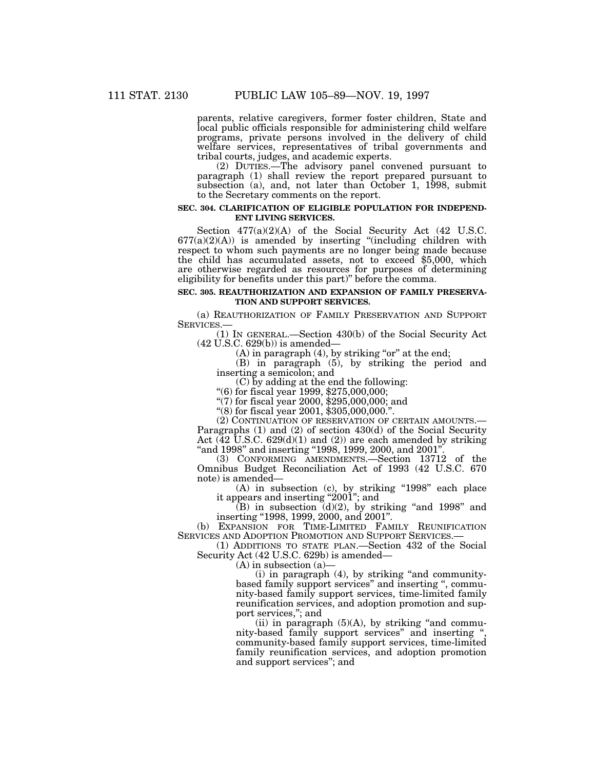parents, relative caregivers, former foster children, State and local public officials responsible for administering child welfare programs, private persons involved in the delivery of child welfare services, representatives of tribal governments and tribal courts, judges, and academic experts.

(2) DUTIES.—The advisory panel convened pursuant to paragraph (1) shall review the report prepared pursuant to subsection (a), and, not later than October 1, 1998, submit to the Secretary comments on the report.

**SEC. 304. CLARIFICATION OF ELIGIBLE POPULATION FOR INDEPENDENT LIVING SERVICES.**

Section 477(a)(2)(A) of the Social Security Act (42 U.S.C. 677(a)(2)(A)) is amended by inserting "(including children with respect to whom such payments are no longer being made because the child has accumulated assets, not to exceed $5,000, which are otherwise regarded as resources for purposes of determining eligibility for benefits under this part)" before the comma.

**SEC. 305. REAUTHORIZATION AND EXPANSION OF FAMILY PRESERVATION AND SUPPORT SERVICES.**

(a) REAUTHORIZATION OF FAMILY PRESERVATION AND SUPPORT SERVICES.—

(1) IN GENERAL.—Section 430(b) of the Social Security Act (42 U.S.C. 629(b)) is amended—

(A) in paragraph (4), by striking "or" at the end;

(B) in paragraph (5), by striking the period and inserting a semicolon; and

(C) by adding at the end the following:

"(6) for fiscal year 1999, $275,000,000;

"(7) for fiscal year 2000, $295,000,000; and

"(8) for fiscal year 2001, $305,000,000.".

(2) CONTINUATION OF RESERVATION OF CERTAIN AMOUNTS.—Paragraphs (1) and (2) of section 430(d) of the Social Security Act (42 U.S.C. 629(d)(1) and (2)) are each amended by striking "and 1998" and inserting "1998, 1999, 2000, and 2001".

(3) CONFORMING AMENDMENTS.—Section 13712 of the Omnibus Budget Reconciliation Act of 1993 (42 U.S.C. 670 note) is amended—

(A) in subsection (c), by striking "1998" each place it appears and inserting "2001"; and

(B) in subsection (d)(2), by striking "and 1998" and inserting "1998, 1999, 2000, and 2001".

(b) EXPANSION FOR TIME-LIMITED FAMILY REUNIFICATION SERVICES AND ADOPTION PROMOTION AND SUPPORT SERVICES.—

(1) ADDITIONS TO STATE PLAN.—Section 432 of the Social Security Act (42 U.S.C. 629b) is amended—

(A) in subsection (a)—

(i) in paragraph (4), by striking "and community-based family support services" and inserting ", community-based family support services, time-limited family reunification services, and adoption promotion and support services,"; and

(ii) in paragraph (5)(A), by striking "and community-based family support services" and inserting ", community-based family support services, time-limited family reunification services, and adoption promotion and support services"; and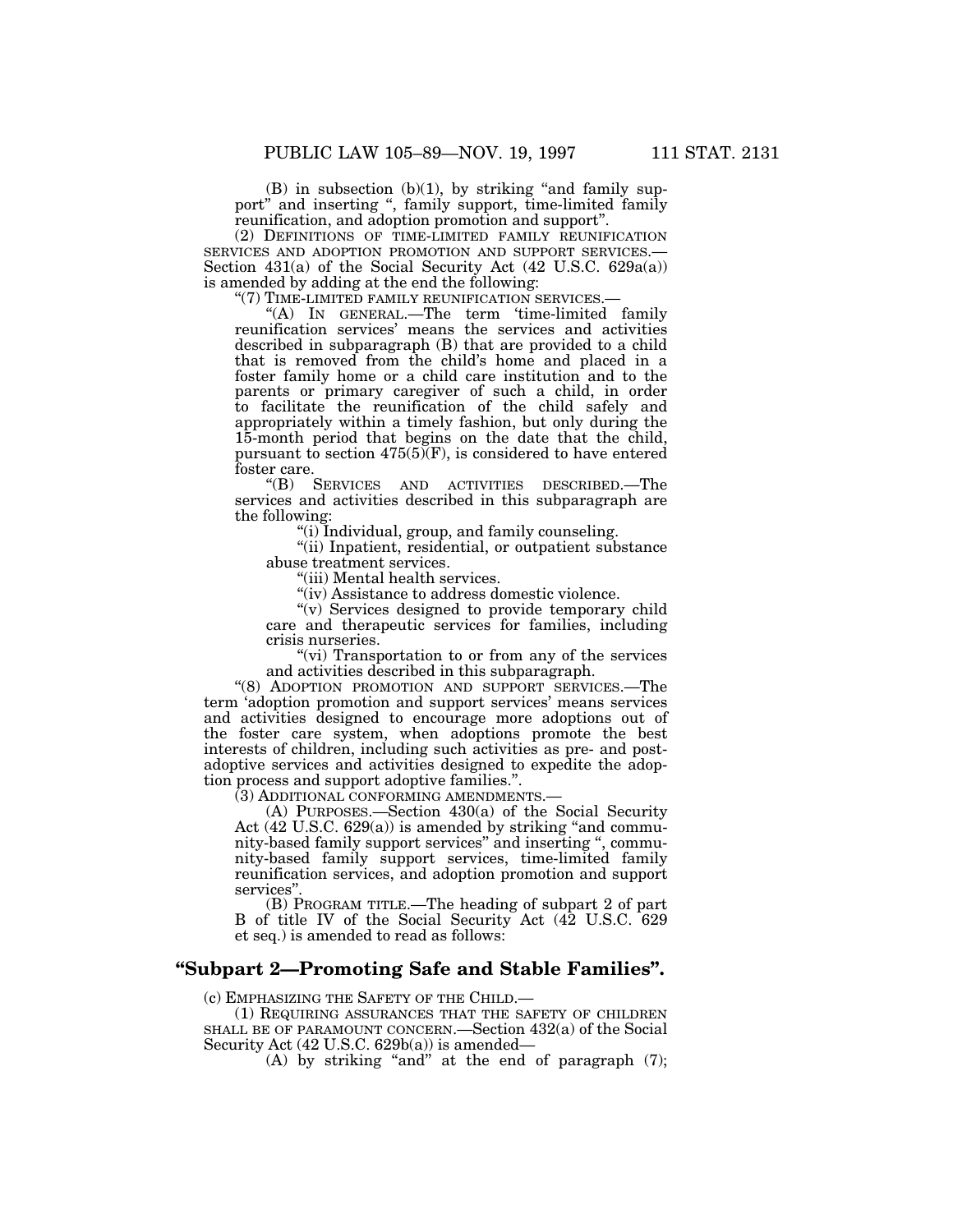(B) in subsection (b)(1), by striking "and family support" and inserting ", family support, time-limited family reunification, and adoption promotion and support".

(2) DEFINITIONS OF TIME-LIMITED FAMILY REUNIFICATION SERVICES AND ADOPTION PROMOTION AND SUPPORT SERVICES.—Section 431(a) of the Social Security Act (42 U.S.C. 629a(a)) is amended by adding at the end the following:

"(7) TIME-LIMITED FAMILY REUNIFICATION SERVICES.—

"(A) IN GENERAL.—The term 'time-limited family reunification services' means the services and activities described in subparagraph (B) that are provided to a child that is removed from the child's home and placed in a foster family home or a child care institution and to the parents or primary caregiver of such a child, in order to facilitate the reunification of the child safely and appropriately within a timely fashion, but only during the 15-month period that begins on the date that the child, pursuant to section 475(5)(F), is considered to have entered foster care.

"(B) SERVICES AND ACTIVITIES DESCRIBED.—The services and activities described in this subparagraph are the following:

"(i) Individual, group, and family counseling.

"(ii) Inpatient, residential, or outpatient substance abuse treatment services.

"(iii) Mental health services.

"(iv) Assistance to address domestic violence.

"(v) Services designed to provide temporary child care and therapeutic services for families, including crisis nurseries.

"(vi) Transportation to or from any of the services and activities described in this subparagraph.

"(8) ADOPTION PROMOTION AND SUPPORT SERVICES.—The term 'adoption promotion and support services' means services and activities designed to encourage more adoptions out of the foster care system, when adoptions promote the best interests of children, including such activities as pre- and post-adoptive services and activities designed to expedite the adoption process and support adoptive families.".

(3) ADDITIONAL CONFORMING AMENDMENTS.—

(A) PURPOSES.—Section 430(a) of the Social Security Act (42 U.S.C. 629(a)) is amended by striking "and community-based family support services" and inserting ", community-based family support services, time-limited family reunification services, and adoption promotion and support services".

(B) PROGRAM TITLE.—The heading of subpart 2 of part B of title IV of the Social Security Act (42 U.S.C. 629 et seq.) is amended to read as follows:

## "Subpart 2—Promoting Safe and Stable Families".

(c) EMPHASIZING THE SAFETY OF THE CHILD.—

(1) REQUIRING ASSURANCES THAT THE SAFETY OF CHILDREN SHALL BE OF PARAMOUNT CONCERN.—Section 432(a) of the Social Security Act (42 U.S.C. 629b(a)) is amended—

(A) by striking "and" at the end of paragraph (7);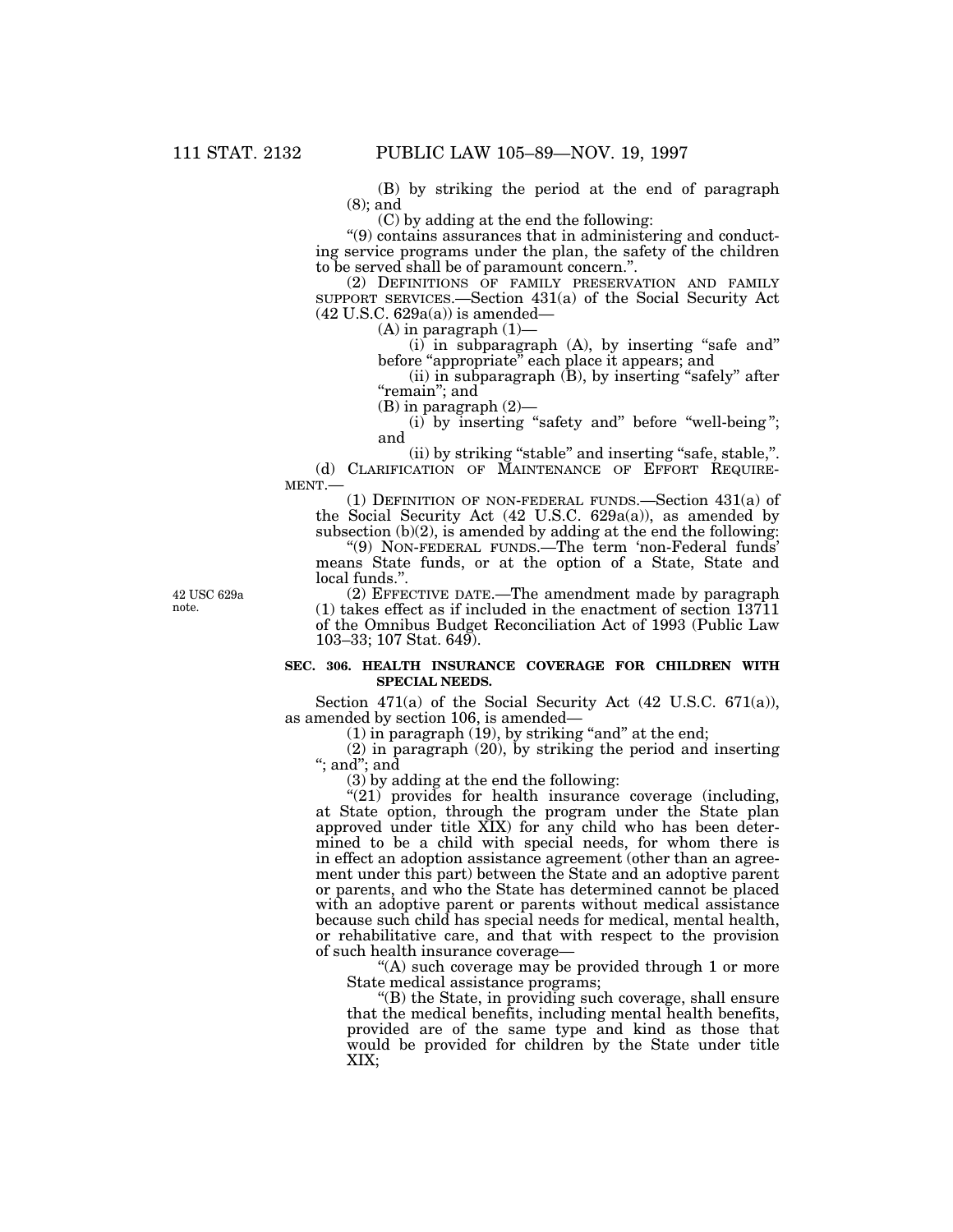(B) by striking the period at the end of paragraph (8); and

(C) by adding at the end the following:

"(9) contains assurances that in administering and conducting service programs under the plan, the safety of the children to be served shall be of paramount concern.".

(2) DEFINITIONS OF FAMILY PRESERVATION AND FAMILY SUPPORT SERVICES.—Section 431(a) of the Social Security Act (42 U.S.C. 629a(a)) is amended—

(A) in paragraph (1)—

(i) in subparagraph (A), by inserting "safe and" before "appropriate" each place it appears; and

(ii) in subparagraph (B), by inserting "safely" after "remain"; and

(B) in paragraph (2)—

(i) by inserting "safety and" before "well-being"; and

(ii) by striking "stable" and inserting "safe, stable,".

(d) CLARIFICATION OF MAINTENANCE OF EFFORT REQUIREMENT.—

(1) DEFINITION OF NON-FEDERAL FUNDS.—Section 431(a) of the Social Security Act (42 U.S.C. 629a(a)), as amended by subsection (b)(2), is amended by adding at the end the following:

"(9) NON-FEDERAL FUNDS.—The term 'non-Federal funds' means State funds, or at the option of a State, State and local funds.".

42 USC 629a note.

(2) EFFECTIVE DATE.—The amendment made by paragraph (1) takes effect as if included in the enactment of section 13711 of the Omnibus Budget Reconciliation Act of 1993 (Public Law 103–33; 107 Stat. 649).

**SEC. 306. HEALTH INSURANCE COVERAGE FOR CHILDREN WITH SPECIAL NEEDS.**

Section 471(a) of the Social Security Act (42 U.S.C. 671(a)), as amended by section 106, is amended—

(1) in paragraph (19), by striking "and" at the end;

(2) in paragraph (20), by striking the period and inserting "; and"; and

(3) by adding at the end the following:

"(21) provides for health insurance coverage (including, at State option, through the program under the State plan approved under title XIX) for any child who has been determined to be a child with special needs, for whom there is in effect an adoption assistance agreement (other than an agreement under this part) between the State and an adoptive parent or parents, and who the State has determined cannot be placed with an adoptive parent or parents without medical assistance because such child has special needs for medical, mental health, or rehabilitative care, and that with respect to the provision of such health insurance coverage—

"(A) such coverage may be provided through 1 or more State medical assistance programs;

"(B) the State, in providing such coverage, shall ensure that the medical benefits, including mental health benefits, provided are of the same type and kind as those that would be provided for children by the State under title XIX;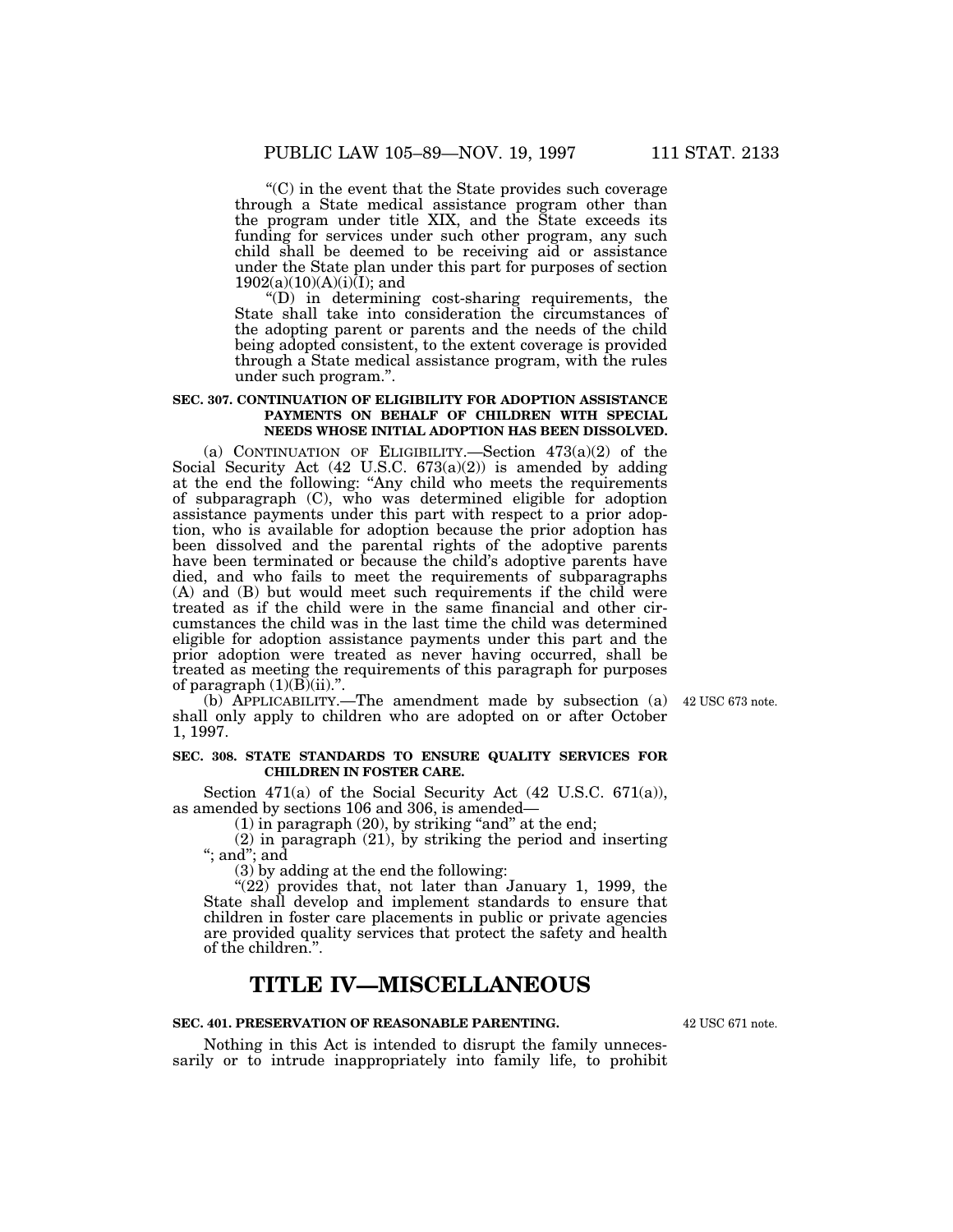"(C) in the event that the State provides such coverage through a State medical assistance program other than the program under title XIX, and the State exceeds its funding for services under such other program, any such child shall be deemed to be receiving aid or assistance under the State plan under this part for purposes of section 1902(a)(10)(A)(i)(I); and

"(D) in determining cost-sharing requirements, the State shall take into consideration the circumstances of the adopting parent or parents and the needs of the child being adopted consistent, to the extent coverage is provided through a State medical assistance program, with the rules under such program.".

**SEC. 307. CONTINUATION OF ELIGIBILITY FOR ADOPTION ASSISTANCE PAYMENTS ON BEHALF OF CHILDREN WITH SPECIAL NEEDS WHOSE INITIAL ADOPTION HAS BEEN DISSOLVED.**

(a) CONTINUATION OF ELIGIBILITY.—Section 473(a)(2) of the Social Security Act (42 U.S.C. 673(a)(2)) is amended by adding at the end the following: "Any child who meets the requirements of subparagraph (C), who was determined eligible for adoption assistance payments under this part with respect to a prior adoption, who is available for adoption because the prior adoption has been dissolved and the parental rights of the adoptive parents have been terminated or because the child's adoptive parents have died, and who fails to meet the requirements of subparagraphs (A) and (B) but would meet such requirements if the child were treated as if the child were in the same financial and other circumstances the child was in the last time the child was determined eligible for adoption assistance payments under this part and the prior adoption were treated as never having occurred, shall be treated as meeting the requirements of this paragraph for purposes of paragraph (1)(B)(ii).".

42 USC 673 note.

(b) APPLICABILITY.—The amendment made by subsection (a) shall only apply to children who are adopted on or after October 1, 1997.

**SEC. 308. STATE STANDARDS TO ENSURE QUALITY SERVICES FOR CHILDREN IN FOSTER CARE.**

Section 471(a) of the Social Security Act (42 U.S.C. 671(a)), as amended by sections 106 and 306, is amended—

(1) in paragraph (20), by striking "and" at the end;

(2) in paragraph (21), by striking the period and inserting "; and"; and

(3) by adding at the end the following:

"(22) provides that, not later than January 1, 1999, the State shall develop and implement standards to ensure that children in foster care placements in public or private agencies are provided quality services that protect the safety and health of the children.".

# TITLE IV—MISCELLANEOUS

**SEC. 401. PRESERVATION OF REASONABLE PARENTING.**

42 USC 671 note.

Nothing in this Act is intended to disrupt the family unnecessarily or to intrude inappropriately into family life, to prohibit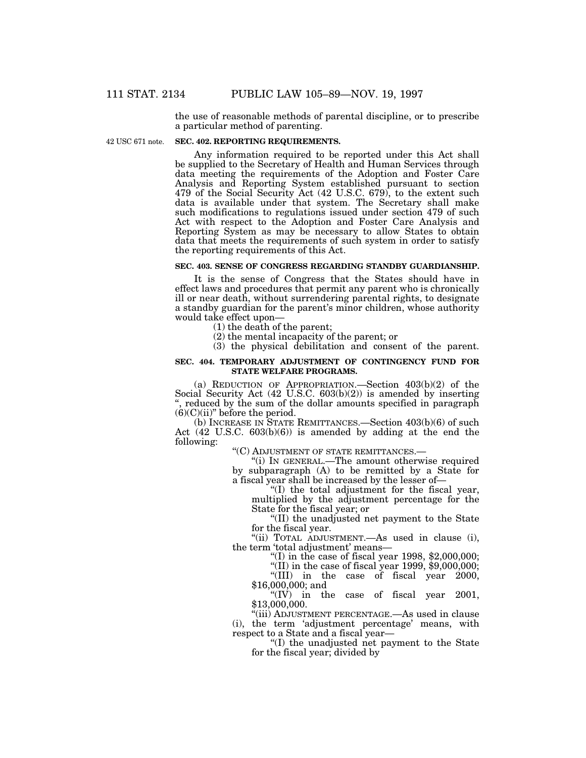the use of reasonable methods of parental discipline, or to prescribe a particular method of parenting.

42 USC 671 note.

**SEC. 402. REPORTING REQUIREMENTS.**

Any information required to be reported under this Act shall be supplied to the Secretary of Health and Human Services through data meeting the requirements of the Adoption and Foster Care Analysis and Reporting System established pursuant to section 479 of the Social Security Act (42 U.S.C. 679), to the extent such data is available under that system. The Secretary shall make such modifications to regulations issued under section 479 of such Act with respect to the Adoption and Foster Care Analysis and Reporting System as may be necessary to allow States to obtain data that meets the requirements of such system in order to satisfy the reporting requirements of this Act.

**SEC. 403. SENSE OF CONGRESS REGARDING STANDBY GUARDIANSHIP.**

It is the sense of Congress that the States should have in effect laws and procedures that permit any parent who is chronically ill or near death, without surrendering parental rights, to designate a standby guardian for the parent's minor children, whose authority would take effect upon—

(1) the death of the parent;

(2) the mental incapacity of the parent; or

(3) the physical debilitation and consent of the parent.

**SEC. 404. TEMPORARY ADJUSTMENT OF CONTINGENCY FUND FOR STATE WELFARE PROGRAMS.**

(a) REDUCTION OF APPROPRIATION.—Section 403(b)(2) of the Social Security Act (42 U.S.C. 603(b)(2)) is amended by inserting ", reduced by the sum of the dollar amounts specified in paragraph (6)(C)(ii)" before the period.

(b) INCREASE IN STATE REMITTANCES.—Section 403(b)(6) of such Act (42 U.S.C. 603(b)(6)) is amended by adding at the end the following:

"(C) ADJUSTMENT OF STATE REMITTANCES.—

"(i) IN GENERAL.—The amount otherwise required by subparagraph (A) to be remitted by a State for a fiscal year shall be increased by the lesser of—

"(I) the total adjustment for the fiscal year, multiplied by the adjustment percentage for the State for the fiscal year; or

"(II) the unadjusted net payment to the State for the fiscal year.

"(ii) TOTAL ADJUSTMENT.—As used in clause (i), the term 'total adjustment' means—

"(I) in the case of fiscal year 1998, $2,000,000;

"(II) in the case of fiscal year 1999, $9,000,000;

"(III) in the case of fiscal year 2000, $16,000,000; and

"(IV) in the case of fiscal year 2001, $13,000,000.

"(iii) ADJUSTMENT PERCENTAGE.—As used in clause (i), the term 'adjustment percentage' means, with respect to a State and a fiscal year—

"(I) the unadjusted net payment to the State for the fiscal year; divided by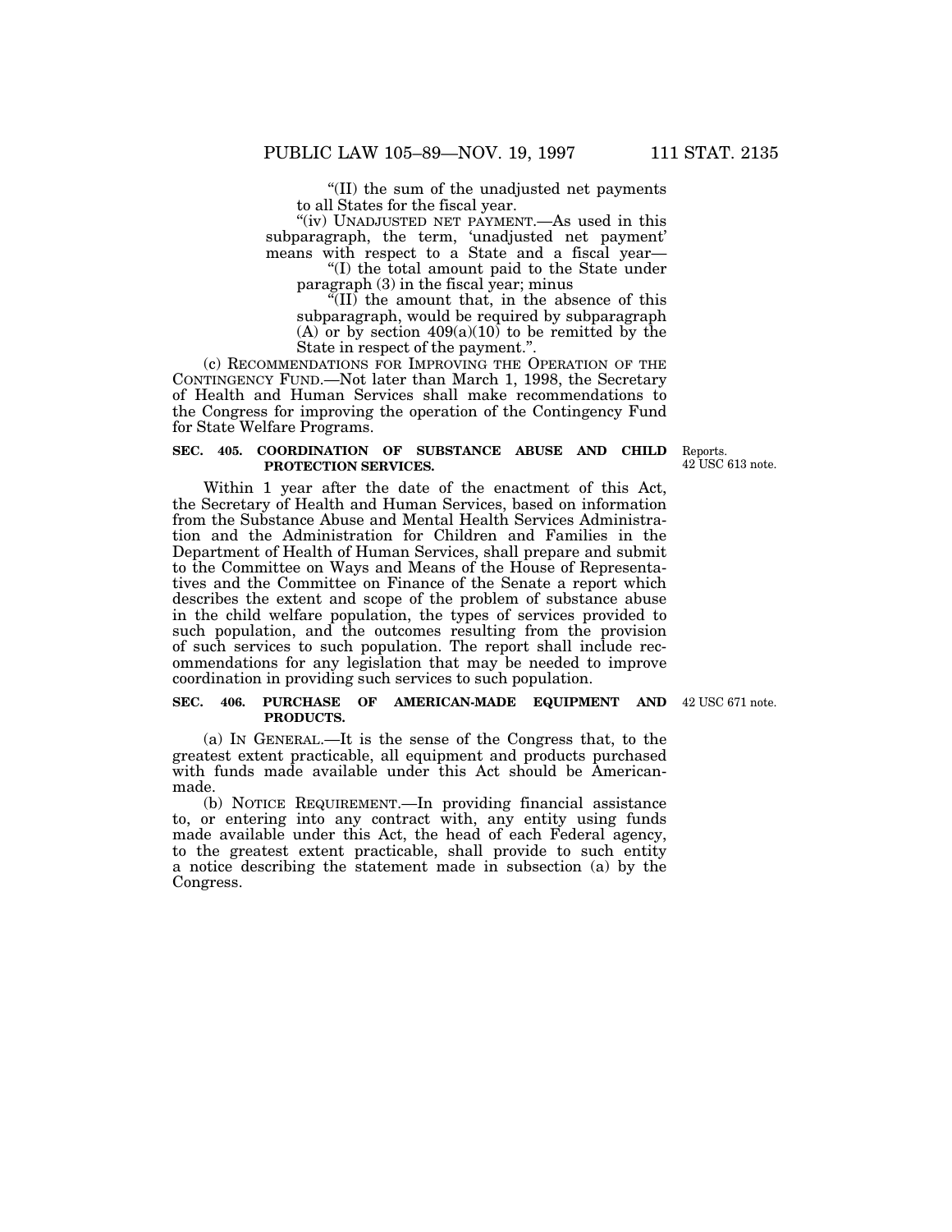"(II) the sum of the unadjusted net payments to all States for the fiscal year.

"(iv) UNADJUSTED NET PAYMENT.—As used in this subparagraph, the term, 'unadjusted net payment' means with respect to a State and a fiscal year—

"(I) the total amount paid to the State under paragraph (3) in the fiscal year; minus

"(II) the amount that, in the absence of this subparagraph, would be required by subparagraph (A) or by section 409(a)(10) to be remitted by the State in respect of the payment.".

(c) RECOMMENDATIONS FOR IMPROVING THE OPERATION OF THE CONTINGENCY FUND.—Not later than March 1, 1998, the Secretary of Health and Human Services shall make recommendations to the Congress for improving the operation of the Contingency Fund for State Welfare Programs.

**SEC. 405. COORDINATION OF SUBSTANCE ABUSE AND CHILD PROTECTION SERVICES.**

Reports. 42 USC 613 note.

Within 1 year after the date of the enactment of this Act, the Secretary of Health and Human Services, based on information from the Substance Abuse and Mental Health Services Administration and the Administration for Children and Families in the Department of Health of Human Services, shall prepare and submit to the Committee on Ways and Means of the House of Representatives and the Committee on Finance of the Senate a report which describes the extent and scope of the problem of substance abuse in the child welfare population, the types of services provided to such population, and the outcomes resulting from the provision of such services to such population. The report shall include recommendations for any legislation that may be needed to improve coordination in providing such services to such population.

**SEC. 406. PURCHASE OF AMERICAN-MADE EQUIPMENT AND PRODUCTS.**

42 USC 671 note.

(a) IN GENERAL.—It is the sense of the Congress that, to the greatest extent practicable, all equipment and products purchased with funds made available under this Act should be American-made.

(b) NOTICE REQUIREMENT.—In providing financial assistance to, or entering into any contract with, any entity using funds made available under this Act, the head of each Federal agency, to the greatest extent practicable, shall provide to such entity a notice describing the statement made in subsection (a) by the Congress.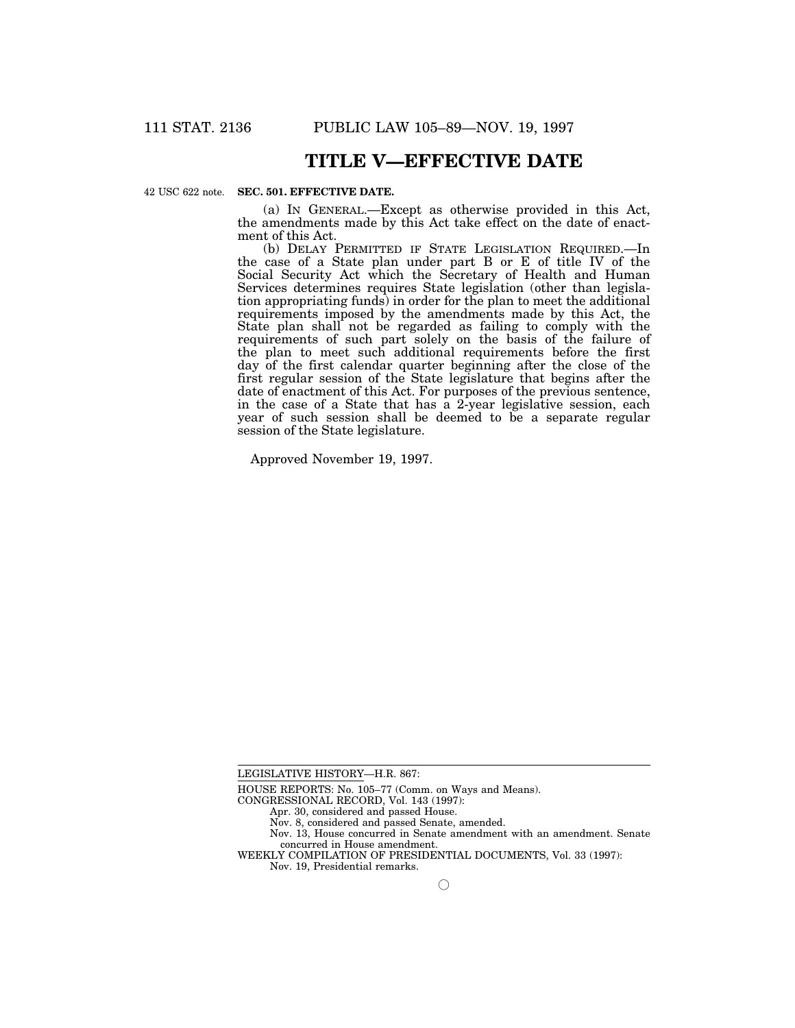# TITLE V—EFFECTIVE DATE

42 USC 622 note.

**SEC. 501. EFFECTIVE DATE.**

(a) IN GENERAL.—Except as otherwise provided in this Act, the amendments made by this Act take effect on the date of enactment of this Act.

(b) DELAY PERMITTED IF STATE LEGISLATION REQUIRED.—In the case of a State plan under part B or E of title IV of the Social Security Act which the Secretary of Health and Human Services determines requires State legislation (other than legislation appropriating funds) in order for the plan to meet the additional requirements imposed by the amendments made by this Act, the State plan shall not be regarded as failing to comply with the requirements of such part solely on the basis of the failure of the plan to meet such additional requirements before the first day of the first calendar quarter beginning after the close of the first regular session of the State legislature that begins after the date of enactment of this Act. For purposes of the previous sentence, in the case of a State that has a 2-year legislative session, each year of such session shall be deemed to be a separate regular session of the State legislature.

Approved November 19, 1997.

---

LEGISLATIVE HISTORY—H.R. 867:

HOUSE REPORTS: No. 105–77 (Comm. on Ways and Means).

CONGRESSIONAL RECORD, Vol. 143 (1997):

- Apr. 30, considered and passed House.
- Nov. 8, considered and passed Senate, amended.
- Nov. 13, House concurred in Senate amendment with an amendment. Senate concurred in House amendment.

WEEKLY COMPILATION OF PRESIDENTIAL DOCUMENTS, Vol. 33 (1997):

- Nov. 19, Presidential remarks.